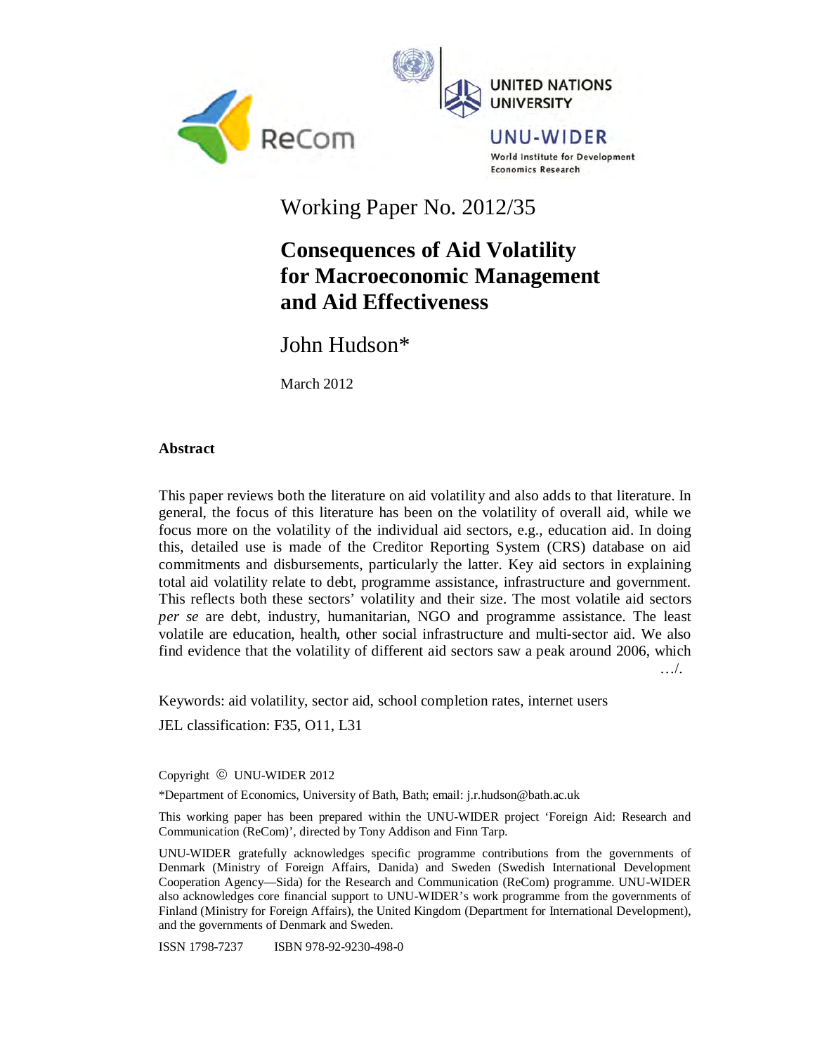Working Paper No. 2012/35

# Consequences of Aid Volatility for Macroeconomic Management and Aid Effectiveness

John Hudson*

March 2012

## Abstract

This paper reviews both the literature on aid volatility and also adds to that literature. In general, the focus of this literature has been on the volatility of overall aid, while we focus more on the volatility of the individual aid sectors, e.g., education aid. In doing this, detailed use is made of the Creditor Reporting System (CRS) database on aid commitments and disbursements, particularly the latter. Key aid sectors in explaining total aid volatility relate to debt, programme assistance, infrastructure and government. This reflects both these sectors' volatility and their size. The most volatile aid sectors *per se* are debt, industry, humanitarian, NGO and programme assistance. The least volatile are education, health, other social infrastructure and multi-sector aid. We also find evidence that the volatility of different aid sectors saw a peak around 2006, which …/.

Keywords: aid volatility, sector aid, school completion rates, internet users

JEL classification: F35, O11, L31

Copyright © UNU-WIDER 2012

*Department of Economics, University of Bath, Bath; email: j.r.hudson@bath.ac.uk

This working paper has been prepared within the UNU-WIDER project 'Foreign Aid: Research and Communication (ReCom)', directed by Tony Addison and Finn Tarp.

UNU-WIDER gratefully acknowledges specific programme contributions from the governments of Denmark (Ministry of Foreign Affairs, Danida) and Sweden (Swedish International Development Cooperation Agency—Sida) for the Research and Communication (ReCom) programme. UNU-WIDER also acknowledges core financial support to UNU-WIDER's work programme from the governments of Finland (Ministry for Foreign Affairs), the United Kingdom (Department for International Development), and the governments of Denmark and Sweden.

ISSN 1798-7237 ISBN 978-92-9230-498-0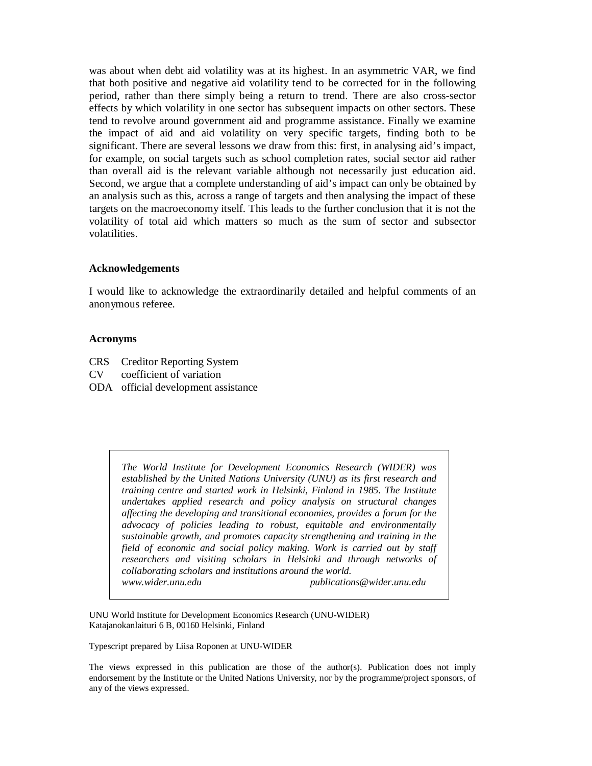was about when debt aid volatility was at its highest. In an asymmetric VAR, we find that both positive and negative aid volatility tend to be corrected for in the following period, rather than there simply being a return to trend. There are also cross-sector effects by which volatility in one sector has subsequent impacts on other sectors. These tend to revolve around government aid and programme assistance. Finally we examine the impact of aid and aid volatility on very specific targets, finding both to be significant. There are several lessons we draw from this: first, in analysing aid's impact, for example, on social targets such as school completion rates, social sector aid rather than overall aid is the relevant variable although not necessarily just education aid. Second, we argue that a complete understanding of aid's impact can only be obtained by an analysis such as this, across a range of targets and then analysing the impact of these targets on the macroeconomy itself. This leads to the further conclusion that it is not the volatility of total aid which matters so much as the sum of sector and subsector volatilities.

### Acknowledgements

I would like to acknowledge the extraordinarily detailed and helpful comments of an anonymous referee.

### Acronyms

CRS Creditor Reporting System
CV coefficient of variation
ODA official development assistance

*The World Institute for Development Economics Research (WIDER) was established by the United Nations University (UNU) as its first research and training centre and started work in Helsinki, Finland in 1985. The Institute undertakes applied research and policy analysis on structural changes affecting the developing and transitional economies, provides a forum for the advocacy of policies leading to robust, equitable and environmentally sustainable growth, and promotes capacity strengthening and training in the field of economic and social policy making. Work is carried out by staff researchers and visiting scholars in Helsinki and through networks of collaborating scholars and institutions around the world.*
*www.wider.unu.edu* *publications@wider.unu.edu*

UNU World Institute for Development Economics Research (UNU-WIDER)
Katajanokanlaituri 6 B, 00160 Helsinki, Finland

Typescript prepared by Liisa Roponen at UNU-WIDER

The views expressed in this publication are those of the author(s). Publication does not imply endorsement by the Institute or the United Nations University, nor by the programme/project sponsors, of any of the views expressed.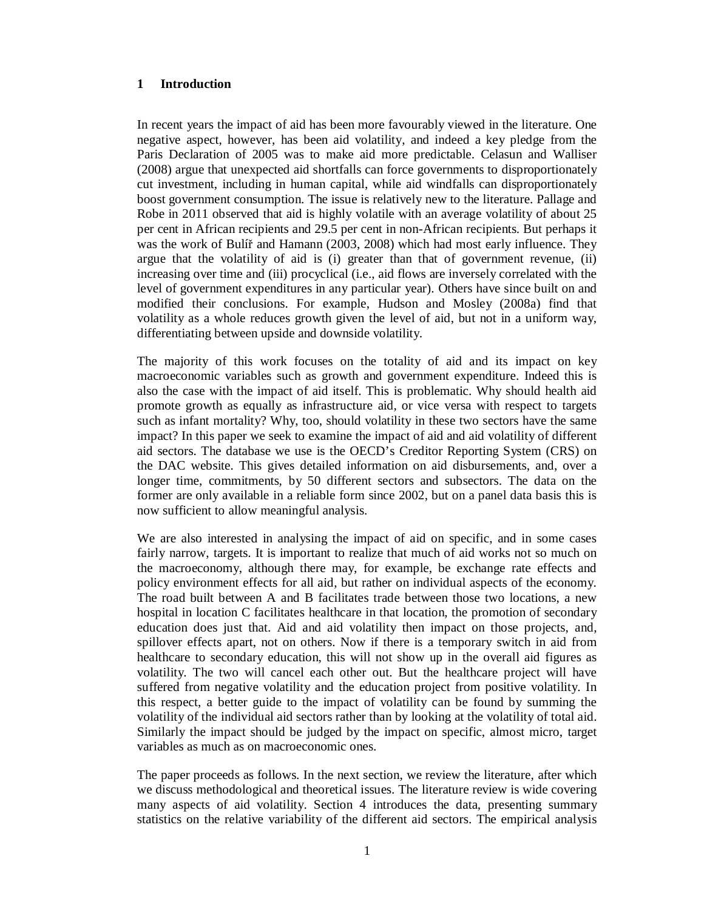## 1 Introduction

In recent years the impact of aid has been more favourably viewed in the literature. One negative aspect, however, has been aid volatility, and indeed a key pledge from the Paris Declaration of 2005 was to make aid more predictable. Celasun and Walliser (2008) argue that unexpected aid shortfalls can force governments to disproportionately cut investment, including in human capital, while aid windfalls can disproportionately boost government consumption. The issue is relatively new to the literature. Pallage and Robe in 2011 observed that aid is highly volatile with an average volatility of about 25 per cent in African recipients and 29.5 per cent in non-African recipients. But perhaps it was the work of Bulíř and Hamann (2003, 2008) which had most early influence. They argue that the volatility of aid is (i) greater than that of government revenue, (ii) increasing over time and (iii) procyclical (i.e., aid flows are inversely correlated with the level of government expenditures in any particular year). Others have since built on and modified their conclusions. For example, Hudson and Mosley (2008a) find that volatility as a whole reduces growth given the level of aid, but not in a uniform way, differentiating between upside and downside volatility.

The majority of this work focuses on the totality of aid and its impact on key macroeconomic variables such as growth and government expenditure. Indeed this is also the case with the impact of aid itself. This is problematic. Why should health aid promote growth as equally as infrastructure aid, or vice versa with respect to targets such as infant mortality? Why, too, should volatility in these two sectors have the same impact? In this paper we seek to examine the impact of aid and aid volatility of different aid sectors. The database we use is the OECD's Creditor Reporting System (CRS) on the DAC website. This gives detailed information on aid disbursements, and, over a longer time, commitments, by 50 different sectors and subsectors. The data on the former are only available in a reliable form since 2002, but on a panel data basis this is now sufficient to allow meaningful analysis.

We are also interested in analysing the impact of aid on specific, and in some cases fairly narrow, targets. It is important to realize that much of aid works not so much on the macroeconomy, although there may, for example, be exchange rate effects and policy environment effects for all aid, but rather on individual aspects of the economy. The road built between A and B facilitates trade between those two locations, a new hospital in location C facilitates healthcare in that location, the promotion of secondary education does just that. Aid and aid volatility then impact on those projects, and, spillover effects apart, not on others. Now if there is a temporary switch in aid from healthcare to secondary education, this will not show up in the overall aid figures as volatility. The two will cancel each other out. But the healthcare project will have suffered from negative volatility and the education project from positive volatility. In this respect, a better guide to the impact of volatility can be found by summing the volatility of the individual aid sectors rather than by looking at the volatility of total aid. Similarly the impact should be judged by the impact on specific, almost micro, target variables as much as on macroeconomic ones.

The paper proceeds as follows. In the next section, we review the literature, after which we discuss methodological and theoretical issues. The literature review is wide covering many aspects of aid volatility. Section 4 introduces the data, presenting summary statistics on the relative variability of the different aid sectors. The empirical analysis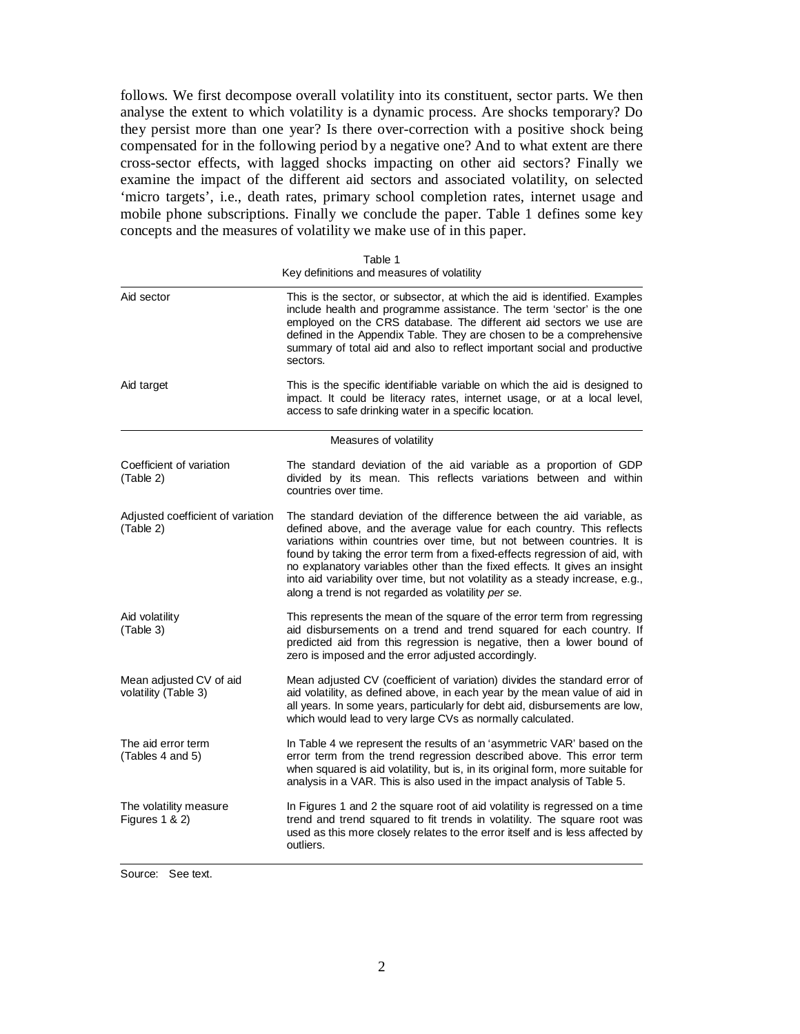follows. We first decompose overall volatility into its constituent, sector parts. We then analyse the extent to which volatility is a dynamic process. Are shocks temporary? Do they persist more than one year? Is there over-correction with a positive shock being compensated for in the following period by a negative one? And to what extent are there cross-sector effects, with lagged shocks impacting on other aid sectors? Finally we examine the impact of the different aid sectors and associated volatility, on selected 'micro targets', i.e., death rates, primary school completion rates, internet usage and mobile phone subscriptions. Finally we conclude the paper. Table 1 defines some key concepts and the measures of volatility we make use of in this paper.

Table 1
Key definitions and measures of volatility

| | |
|---|---|
| Aid sector | This is the sector, or subsector, at which the aid is identified. Examples include health and programme assistance. The term 'sector' is the one employed on the CRS database. The different aid sectors we use are defined in the Appendix Table. They are chosen to be a comprehensive summary of total aid and also to reflect important social and productive sectors. |
| Aid target | This is the specific identifiable variable on which the aid is designed to impact. It could be literacy rates, internet usage, or at a local level, access to safe drinking water in a specific location. |
| | **Measures of volatility** |
| Coefficient of variation (Table 2) | The standard deviation of the aid variable as a proportion of GDP divided by its mean. This reflects variations between and within countries over time. |
| Adjusted coefficient of variation (Table 2) | The standard deviation of the difference between the aid variable, as defined above, and the average value for each country. This reflects variations within countries over time, but not between countries. It is found by taking the error term from a fixed-effects regression of aid, with no explanatory variables other than the fixed effects. It gives an insight into aid variability over time, but not volatility as a steady increase, e.g., along a trend is not regarded as volatility *per se*. |
| Aid volatility (Table 3) | This represents the mean of the square of the error term from regressing aid disbursements on a trend and trend squared for each country. If predicted aid from this regression is negative, then a lower bound of zero is imposed and the error adjusted accordingly. |
| Mean adjusted CV of aid volatility (Table 3) | Mean adjusted CV (coefficient of variation) divides the standard error of aid volatility, as defined above, in each year by the mean value of aid in all years. In some years, particularly for debt aid, disbursements are low, which would lead to very large CVs as normally calculated. |
| The aid error term (Tables 4 and 5) | In Table 4 we represent the results of an 'asymmetric VAR' based on the error term from the trend regression described above. This error term when squared is aid volatility, but is, in its original form, more suitable for analysis in a VAR. This is also used in the impact analysis of Table 5. |
| The volatility measure Figures 1 & 2) | In Figures 1 and 2 the square root of aid volatility is regressed on a time trend and trend squared to fit trends in volatility. The square root was used as this more closely relates to the error itself and is less affected by outliers. |

Source: See text.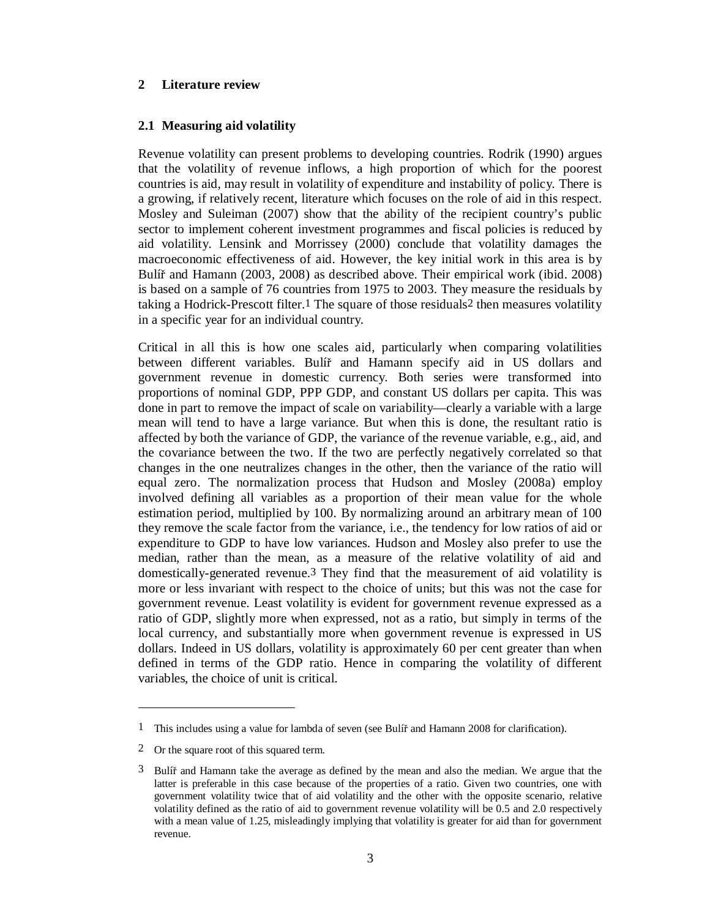## 2 Literature review

### 2.1 Measuring aid volatility

Revenue volatility can present problems to developing countries. Rodrik (1990) argues that the volatility of revenue inflows, a high proportion of which for the poorest countries is aid, may result in volatility of expenditure and instability of policy. There is a growing, if relatively recent, literature which focuses on the role of aid in this respect. Mosley and Suleiman (2007) show that the ability of the recipient country's public sector to implement coherent investment programmes and fiscal policies is reduced by aid volatility. Lensink and Morrissey (2000) conclude that volatility damages the macroeconomic effectiveness of aid. However, the key initial work in this area is by Bulíř and Hamann (2003, 2008) as described above. Their empirical work (ibid. 2008) is based on a sample of 76 countries from 1975 to 2003. They measure the residuals by taking a Hodrick-Prescott filter.[1] The square of those residuals[2] then measures volatility in a specific year for an individual country.

Critical in all this is how one scales aid, particularly when comparing volatilities between different variables. Bulíř and Hamann specify aid in US dollars and government revenue in domestic currency. Both series were transformed into proportions of nominal GDP, PPP GDP, and constant US dollars per capita. This was done in part to remove the impact of scale on variability—clearly a variable with a large mean will tend to have a large variance. But when this is done, the resultant ratio is affected by both the variance of GDP, the variance of the revenue variable, e.g., aid, and the covariance between the two. If the two are perfectly negatively correlated so that changes in the one neutralizes changes in the other, then the variance of the ratio will equal zero. The normalization process that Hudson and Mosley (2008a) employ involved defining all variables as a proportion of their mean value for the whole estimation period, multiplied by 100. By normalizing around an arbitrary mean of 100 they remove the scale factor from the variance, i.e., the tendency for low ratios of aid or expenditure to GDP to have low variances. Hudson and Mosley also prefer to use the median, rather than the mean, as a measure of the relative volatility of aid and domestically-generated revenue.[3] They find that the measurement of aid volatility is more or less invariant with respect to the choice of units; but this was not the case for government revenue. Least volatility is evident for government revenue expressed as a ratio of GDP, slightly more when expressed, not as a ratio, but simply in terms of the local currency, and substantially more when government revenue is expressed in US dollars. Indeed in US dollars, volatility is approximately 60 per cent greater than when defined in terms of the GDP ratio. Hence in comparing the volatility of different variables, the choice of unit is critical.

---

[1] This includes using a value for lambda of seven (see Bulíř and Hamann 2008 for clarification).

[2] Or the square root of this squared term.

[3] Bulíř and Hamann take the average as defined by the mean and also the median. We argue that the latter is preferable in this case because of the properties of a ratio. Given two countries, one with government volatility twice that of aid volatility and the other with the opposite scenario, relative volatility defined as the ratio of aid to government revenue volatility will be 0.5 and 2.0 respectively with a mean value of 1.25, misleadingly implying that volatility is greater for aid than for government revenue.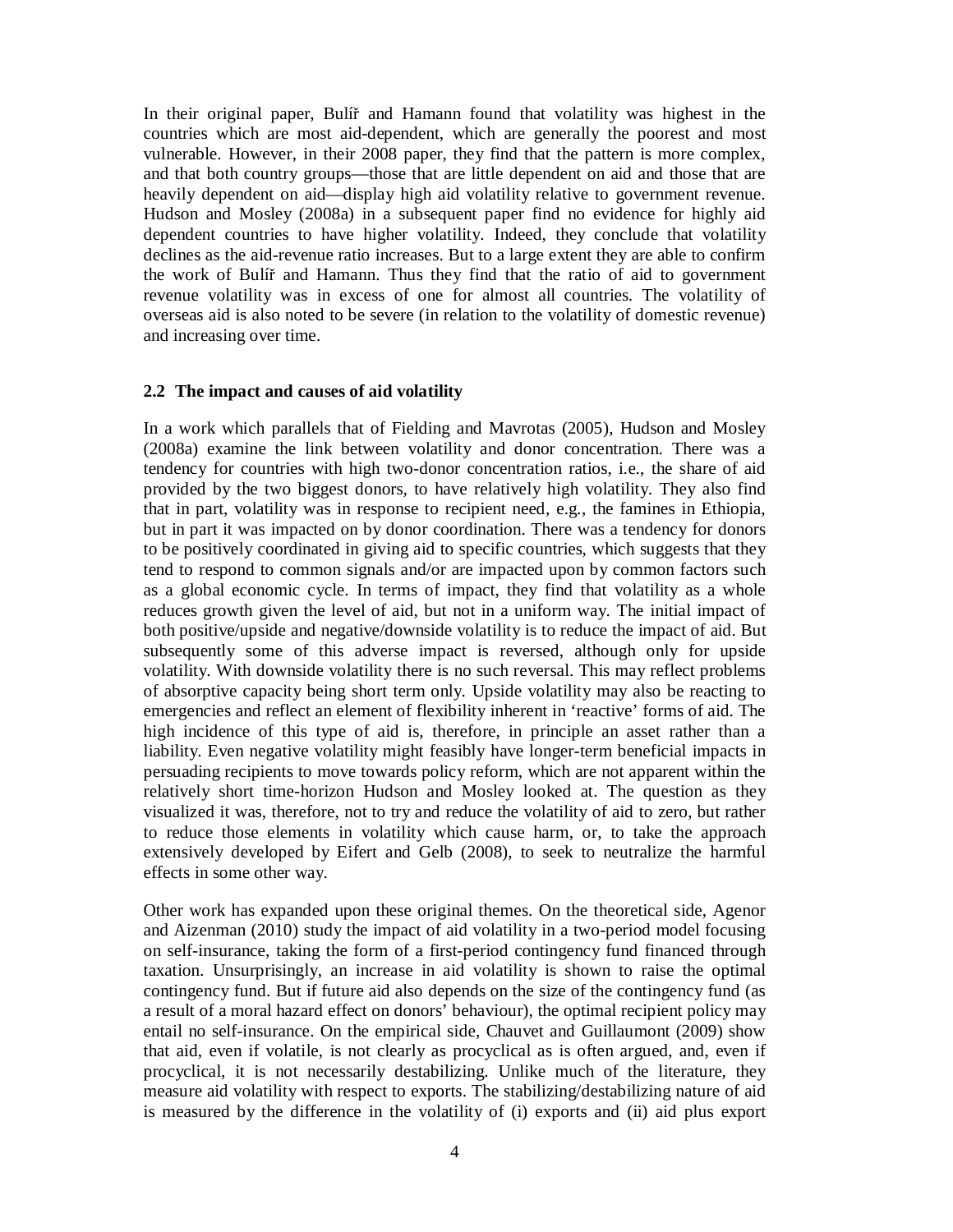In their original paper, Bulíř and Hamann found that volatility was highest in the countries which are most aid-dependent, which are generally the poorest and most vulnerable. However, in their 2008 paper, they find that the pattern is more complex, and that both country groups—those that are little dependent on aid and those that are heavily dependent on aid—display high aid volatility relative to government revenue. Hudson and Mosley (2008a) in a subsequent paper find no evidence for highly aid dependent countries to have higher volatility. Indeed, they conclude that volatility declines as the aid-revenue ratio increases. But to a large extent they are able to confirm the work of Bulíř and Hamann. Thus they find that the ratio of aid to government revenue volatility was in excess of one for almost all countries. The volatility of overseas aid is also noted to be severe (in relation to the volatility of domestic revenue) and increasing over time.

### 2.2 The impact and causes of aid volatility

In a work which parallels that of Fielding and Mavrotas (2005), Hudson and Mosley (2008a) examine the link between volatility and donor concentration. There was a tendency for countries with high two-donor concentration ratios, i.e., the share of aid provided by the two biggest donors, to have relatively high volatility. They also find that in part, volatility was in response to recipient need, e.g., the famines in Ethiopia, but in part it was impacted on by donor coordination. There was a tendency for donors to be positively coordinated in giving aid to specific countries, which suggests that they tend to respond to common signals and/or are impacted upon by common factors such as a global economic cycle. In terms of impact, they find that volatility as a whole reduces growth given the level of aid, but not in a uniform way. The initial impact of both positive/upside and negative/downside volatility is to reduce the impact of aid. But subsequently some of this adverse impact is reversed, although only for upside volatility. With downside volatility there is no such reversal. This may reflect problems of absorptive capacity being short term only. Upside volatility may also be reacting to emergencies and reflect an element of flexibility inherent in 'reactive' forms of aid. The high incidence of this type of aid is, therefore, in principle an asset rather than a liability. Even negative volatility might feasibly have longer-term beneficial impacts in persuading recipients to move towards policy reform, which are not apparent within the relatively short time-horizon Hudson and Mosley looked at. The question as they visualized it was, therefore, not to try and reduce the volatility of aid to zero, but rather to reduce those elements in volatility which cause harm, or, to take the approach extensively developed by Eifert and Gelb (2008), to seek to neutralize the harmful effects in some other way.

Other work has expanded upon these original themes. On the theoretical side, Agenor and Aizenman (2010) study the impact of aid volatility in a two-period model focusing on self-insurance, taking the form of a first-period contingency fund financed through taxation. Unsurprisingly, an increase in aid volatility is shown to raise the optimal contingency fund. But if future aid also depends on the size of the contingency fund (as a result of a moral hazard effect on donors' behaviour), the optimal recipient policy may entail no self-insurance. On the empirical side, Chauvet and Guillaumont (2009) show that aid, even if volatile, is not clearly as procyclical as is often argued, and, even if procyclical, it is not necessarily destabilizing. Unlike much of the literature, they measure aid volatility with respect to exports. The stabilizing/destabilizing nature of aid is measured by the difference in the volatility of (i) exports and (ii) aid plus export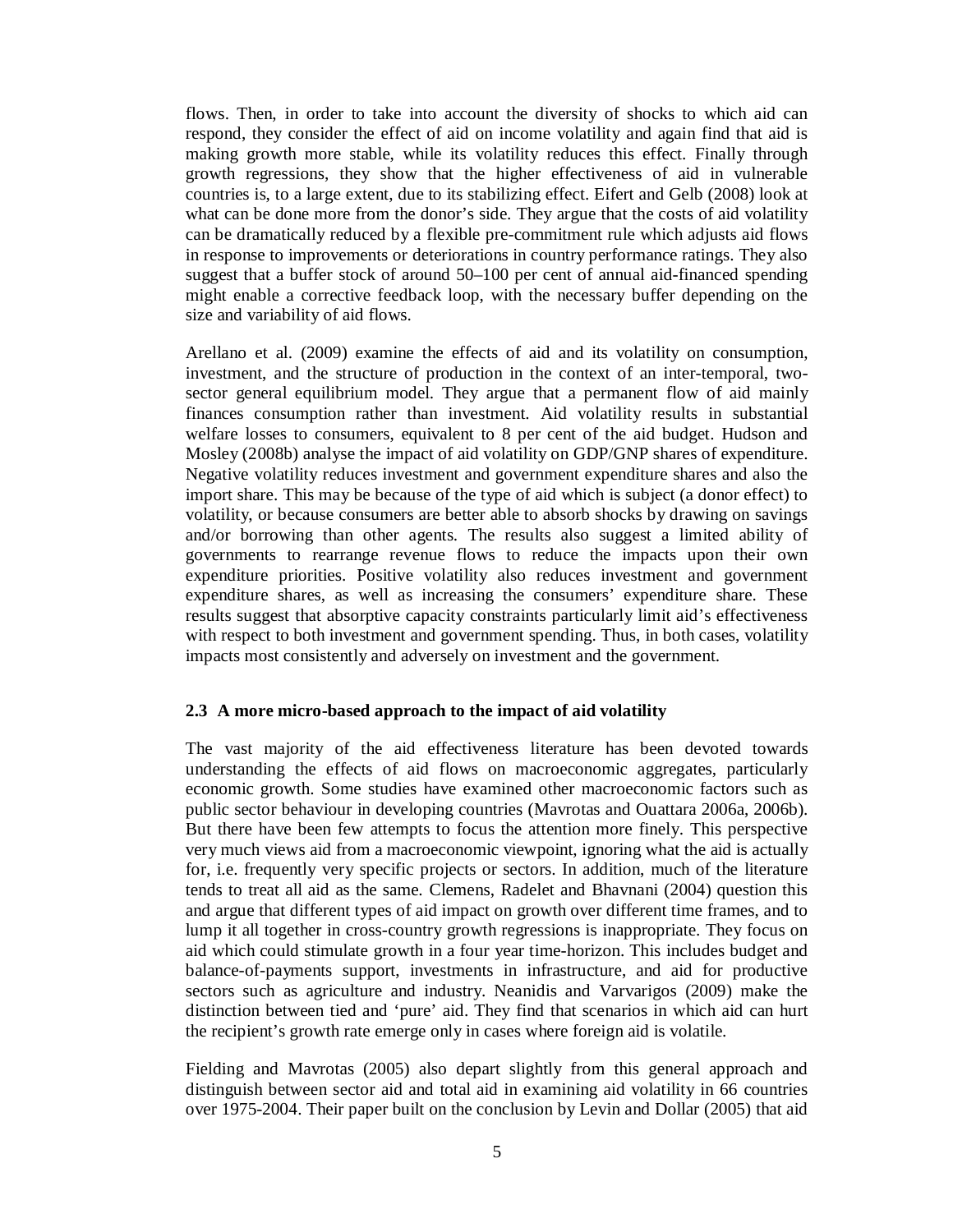flows. Then, in order to take into account the diversity of shocks to which aid can respond, they consider the effect of aid on income volatility and again find that aid is making growth more stable, while its volatility reduces this effect. Finally through growth regressions, they show that the higher effectiveness of aid in vulnerable countries is, to a large extent, due to its stabilizing effect. Eifert and Gelb (2008) look at what can be done more from the donor's side. They argue that the costs of aid volatility can be dramatically reduced by a flexible pre-commitment rule which adjusts aid flows in response to improvements or deteriorations in country performance ratings. They also suggest that a buffer stock of around 50–100 per cent of annual aid-financed spending might enable a corrective feedback loop, with the necessary buffer depending on the size and variability of aid flows.

Arellano et al. (2009) examine the effects of aid and its volatility on consumption, investment, and the structure of production in the context of an inter-temporal, two-sector general equilibrium model. They argue that a permanent flow of aid mainly finances consumption rather than investment. Aid volatility results in substantial welfare losses to consumers, equivalent to 8 per cent of the aid budget. Hudson and Mosley (2008b) analyse the impact of aid volatility on GDP/GNP shares of expenditure. Negative volatility reduces investment and government expenditure shares and also the import share. This may be because of the type of aid which is subject (a donor effect) to volatility, or because consumers are better able to absorb shocks by drawing on savings and/or borrowing than other agents. The results also suggest a limited ability of governments to rearrange revenue flows to reduce the impacts upon their own expenditure priorities. Positive volatility also reduces investment and government expenditure shares, as well as increasing the consumers' expenditure share. These results suggest that absorptive capacity constraints particularly limit aid's effectiveness with respect to both investment and government spending. Thus, in both cases, volatility impacts most consistently and adversely on investment and the government.

### 2.3 A more micro-based approach to the impact of aid volatility

The vast majority of the aid effectiveness literature has been devoted towards understanding the effects of aid flows on macroeconomic aggregates, particularly economic growth. Some studies have examined other macroeconomic factors such as public sector behaviour in developing countries (Mavrotas and Ouattara 2006a, 2006b). But there have been few attempts to focus the attention more finely. This perspective very much views aid from a macroeconomic viewpoint, ignoring what the aid is actually for, i.e. frequently very specific projects or sectors. In addition, much of the literature tends to treat all aid as the same. Clemens, Radelet and Bhavnani (2004) question this and argue that different types of aid impact on growth over different time frames, and to lump it all together in cross-country growth regressions is inappropriate. They focus on aid which could stimulate growth in a four year time-horizon. This includes budget and balance-of-payments support, investments in infrastructure, and aid for productive sectors such as agriculture and industry. Neanidis and Varvarigos (2009) make the distinction between tied and 'pure' aid. They find that scenarios in which aid can hurt the recipient's growth rate emerge only in cases where foreign aid is volatile.

Fielding and Mavrotas (2005) also depart slightly from this general approach and distinguish between sector aid and total aid in examining aid volatility in 66 countries over 1975-2004. Their paper built on the conclusion by Levin and Dollar (2005) that aid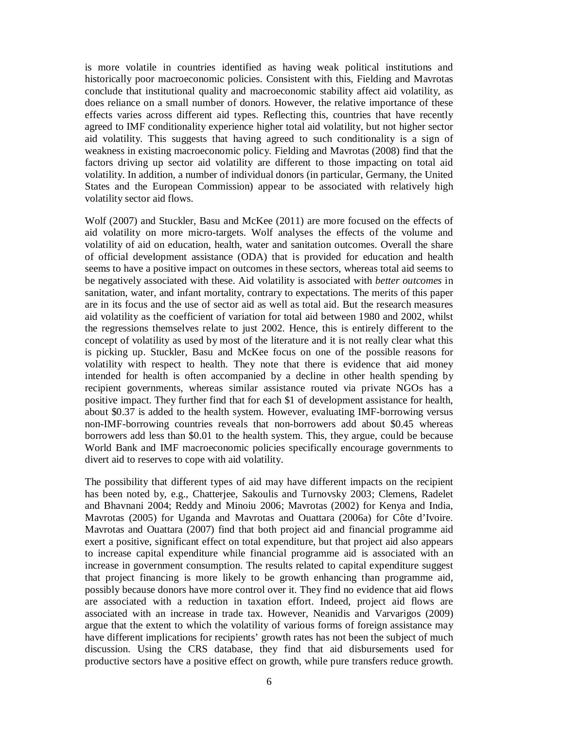is more volatile in countries identified as having weak political institutions and historically poor macroeconomic policies. Consistent with this, Fielding and Mavrotas conclude that institutional quality and macroeconomic stability affect aid volatility, as does reliance on a small number of donors. However, the relative importance of these effects varies across different aid types. Reflecting this, countries that have recently agreed to IMF conditionality experience higher total aid volatility, but not higher sector aid volatility. This suggests that having agreed to such conditionality is a sign of weakness in existing macroeconomic policy. Fielding and Mavrotas (2008) find that the factors driving up sector aid volatility are different to those impacting on total aid volatility. In addition, a number of individual donors (in particular, Germany, the United States and the European Commission) appear to be associated with relatively high volatility sector aid flows.

Wolf (2007) and Stuckler, Basu and McKee (2011) are more focused on the effects of aid volatility on more micro-targets. Wolf analyses the effects of the volume and volatility of aid on education, health, water and sanitation outcomes. Overall the share of official development assistance (ODA) that is provided for education and health seems to have a positive impact on outcomes in these sectors, whereas total aid seems to be negatively associated with these. Aid volatility is associated with *better outcomes* in sanitation, water, and infant mortality, contrary to expectations. The merits of this paper are in its focus and the use of sector aid as well as total aid. But the research measures aid volatility as the coefficient of variation for total aid between 1980 and 2002, whilst the regressions themselves relate to just 2002. Hence, this is entirely different to the concept of volatility as used by most of the literature and it is not really clear what this is picking up. Stuckler, Basu and McKee focus on one of the possible reasons for volatility with respect to health. They note that there is evidence that aid money intended for health is often accompanied by a decline in other health spending by recipient governments, whereas similar assistance routed via private NGOs has a positive impact. They further find that for each \$1 of development assistance for health, about \$0.37 is added to the health system. However, evaluating IMF-borrowing versus non-IMF-borrowing countries reveals that non-borrowers add about \$0.45 whereas borrowers add less than \$0.01 to the health system. This, they argue, could be because World Bank and IMF macroeconomic policies specifically encourage governments to divert aid to reserves to cope with aid volatility.

The possibility that different types of aid may have different impacts on the recipient has been noted by, e.g., Chatterjee, Sakoulis and Turnovsky 2003; Clemens, Radelet and Bhavnani 2004; Reddy and Minoiu 2006; Mavrotas (2002) for Kenya and India, Mavrotas (2005) for Uganda and Mavrotas and Ouattara (2006a) for Côte d'Ivoire. Mavrotas and Ouattara (2007) find that both project aid and financial programme aid exert a positive, significant effect on total expenditure, but that project aid also appears to increase capital expenditure while financial programme aid is associated with an increase in government consumption. The results related to capital expenditure suggest that project financing is more likely to be growth enhancing than programme aid, possibly because donors have more control over it. They find no evidence that aid flows are associated with a reduction in taxation effort. Indeed, project aid flows are associated with an increase in trade tax. However, Neanidis and Varvarigos (2009) argue that the extent to which the volatility of various forms of foreign assistance may have different implications for recipients' growth rates has not been the subject of much discussion. Using the CRS database, they find that aid disbursements used for productive sectors have a positive effect on growth, while pure transfers reduce growth.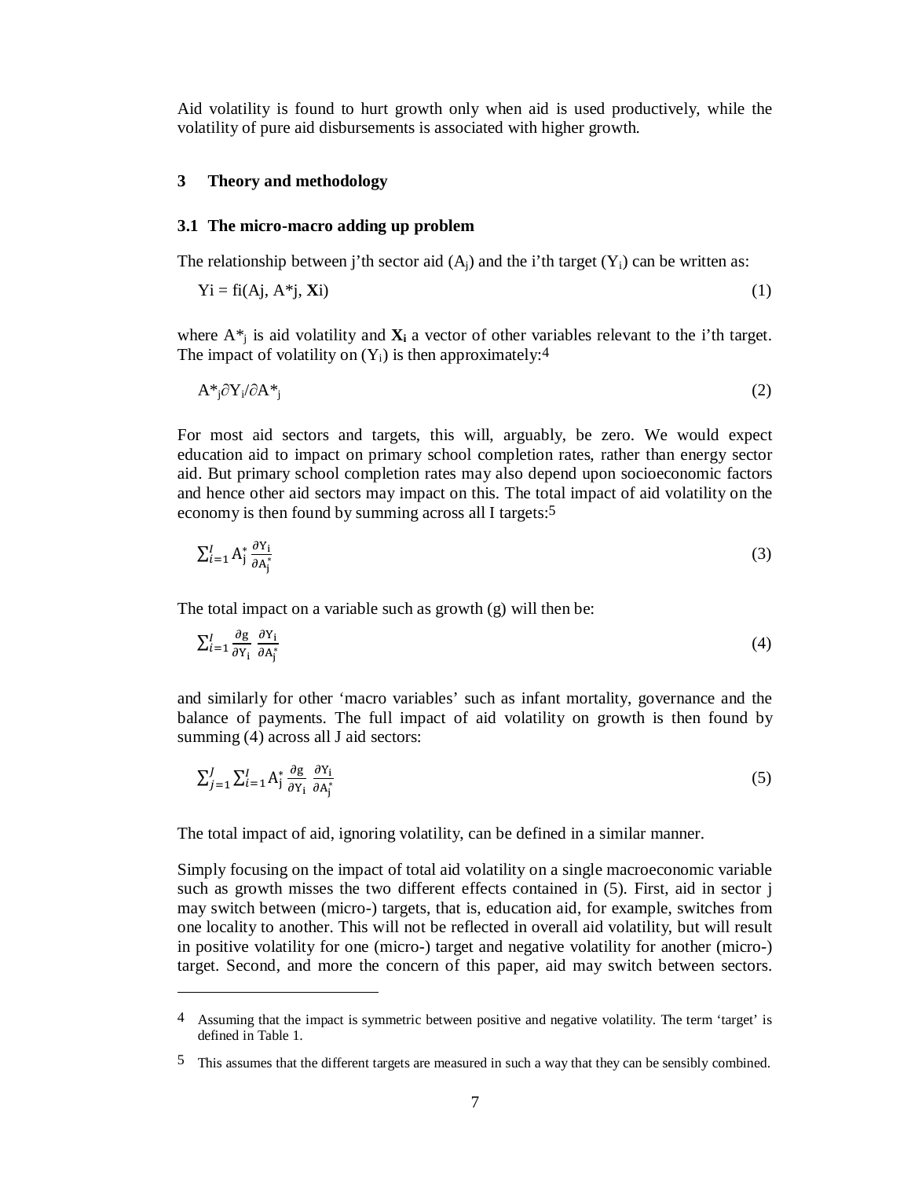Aid volatility is found to hurt growth only when aid is used productively, while the volatility of pure aid disbursements is associated with higher growth.

## 3 Theory and methodology

### 3.1 The micro-macro adding up problem

The relationship between j'th sector aid ($A_j$) and the i'th target ($Y_i$) can be written as:

$$Yi = fi(Aj, A^*j, \mathbf{X}i) \tag{1}$$

where $A^*_j$ is aid volatility and $\mathbf{X_i}$ a vector of other variables relevant to the i'th target. The impact of volatility on ($Y_i$) is then approximately:[4]

$$A^*_j \partial Y_i / \partial A^*_j \tag{2}$$

For most aid sectors and targets, this will, arguably, be zero. We would expect education aid to impact on primary school completion rates, rather than energy sector aid. But primary school completion rates may also depend upon socioeconomic factors and hence other aid sectors may impact on this. The total impact of aid volatility on the economy is then found by summing across all I targets:[5]

$$\sum_{i=1}^{I} A_j^* \frac{\partial Y_i}{\partial A_j^*} \tag{3}$$

The total impact on a variable such as growth (g) will then be:

$$\sum_{i=1}^{I} \frac{\partial g}{\partial Y_i} \frac{\partial Y_i}{\partial A_j^*} \tag{4}$$

and similarly for other 'macro variables' such as infant mortality, governance and the balance of payments. The full impact of aid volatility on growth is then found by summing (4) across all J aid sectors:

$$\sum_{j=1}^{J} \sum_{i=1}^{I} A_j^* \frac{\partial g}{\partial Y_i} \frac{\partial Y_i}{\partial A_j^*} \tag{5}$$

The total impact of aid, ignoring volatility, can be defined in a similar manner.

Simply focusing on the impact of total aid volatility on a single macroeconomic variable such as growth misses the two different effects contained in (5). First, aid in sector j may switch between (micro-) targets, that is, education aid, for example, switches from one locality to another. This will not be reflected in overall aid volatility, but will result in positive volatility for one (micro-) target and negative volatility for another (micro-) target. Second, and more the concern of this paper, aid may switch between sectors.

---

[4] Assuming that the impact is symmetric between positive and negative volatility. The term 'target' is defined in Table 1.

[5] This assumes that the different targets are measured in such a way that they can be sensibly combined.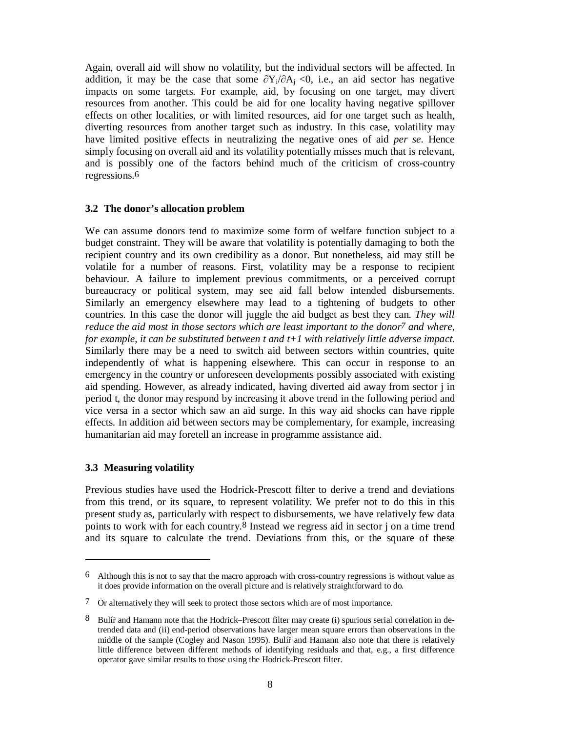Again, overall aid will show no volatility, but the individual sectors will be affected. In addition, it may be the case that some $\partial Y_i/\partial A_j < 0$, i.e., an aid sector has negative impacts on some targets. For example, aid, by focusing on one target, may divert resources from another. This could be aid for one locality having negative spillover effects on other localities, or with limited resources, aid for one target such as health, diverting resources from another target such as industry. In this case, volatility may have limited positive effects in neutralizing the negative ones of aid *per se*. Hence simply focusing on overall aid and its volatility potentially misses much that is relevant, and is possibly one of the factors behind much of the criticism of cross-country regressions.[6]

### 3.2 The donor's allocation problem

We can assume donors tend to maximize some form of welfare function subject to a budget constraint. They will be aware that volatility is potentially damaging to both the recipient country and its own credibility as a donor. But nonetheless, aid may still be volatile for a number of reasons. First, volatility may be a response to recipient behaviour. A failure to implement previous commitments, or a perceived corrupt bureaucracy or political system, may see aid fall below intended disbursements. Similarly an emergency elsewhere may lead to a tightening of budgets to other countries. In this case the donor will juggle the aid budget as best they can. *They will reduce the aid most in those sectors which are least important to the donor*[7] *and where, for example, it can be substituted between t and t+1 with relatively little adverse impact.* Similarly there may be a need to switch aid between sectors within countries, quite independently of what is happening elsewhere. This can occur in response to an emergency in the country or unforeseen developments possibly associated with existing aid spending. However, as already indicated, having diverted aid away from sector j in period t, the donor may respond by increasing it above trend in the following period and vice versa in a sector which saw an aid surge. In this way aid shocks can have ripple effects. In addition aid between sectors may be complementary, for example, increasing humanitarian aid may foretell an increase in programme assistance aid.

### 3.3 Measuring volatility

Previous studies have used the Hodrick-Prescott filter to derive a trend and deviations from this trend, or its square, to represent volatility. We prefer not to do this in this present study as, particularly with respect to disbursements, we have relatively few data points to work with for each country.[8] Instead we regress aid in sector j on a time trend and its square to calculate the trend. Deviations from this, or the square of these

---

[6] Although this is not to say that the macro approach with cross-country regressions is without value as it does provide information on the overall picture and is relatively straightforward to do.

[7] Or alternatively they will seek to protect those sectors which are of most importance.

[8] Bulíř and Hamann note that the Hodrick–Prescott filter may create (i) spurious serial correlation in de-trended data and (ii) end-period observations have larger mean square errors than observations in the middle of the sample (Cogley and Nason 1995). Bulíř and Hamann also note that there is relatively little difference between different methods of identifying residuals and that, e.g., a first difference operator gave similar results to those using the Hodrick-Prescott filter.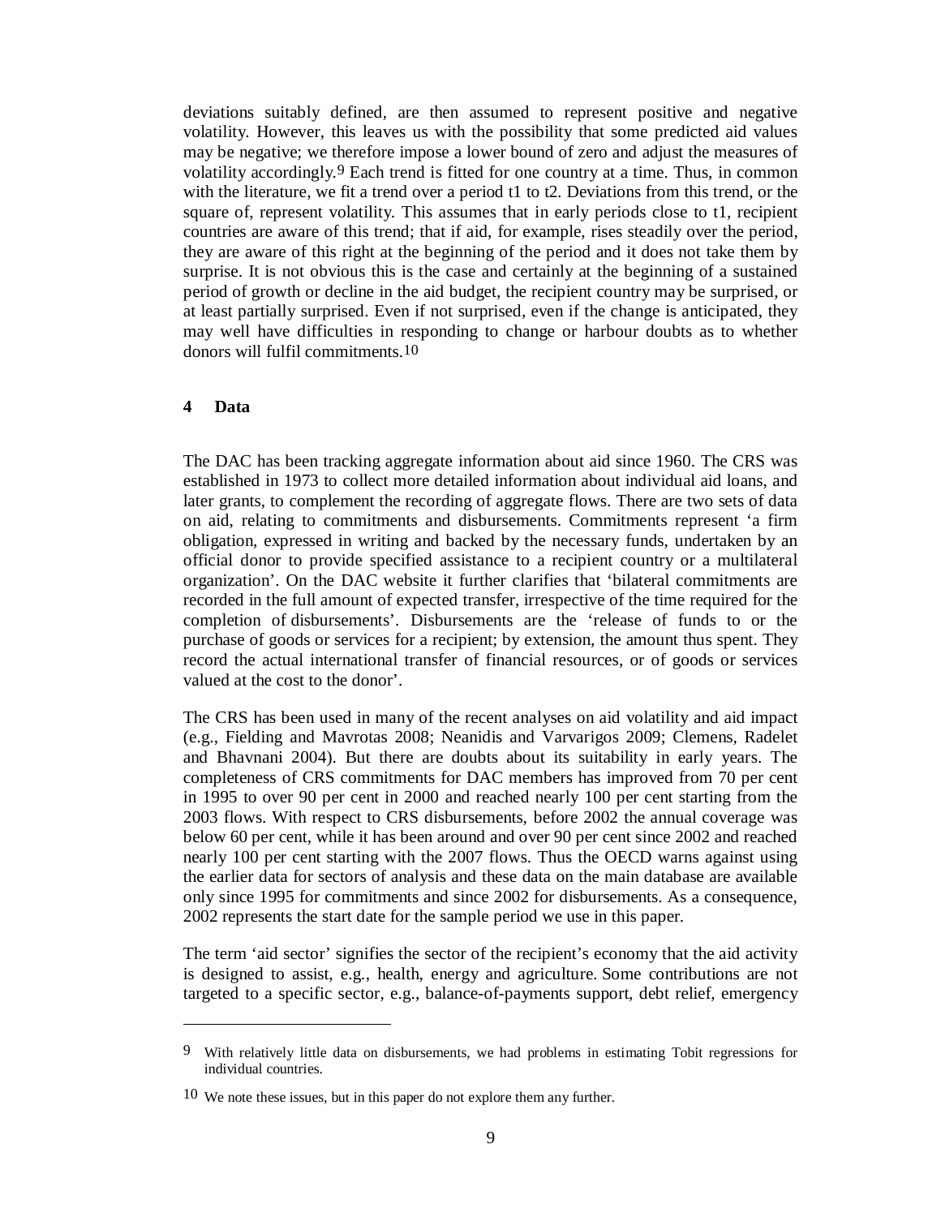deviations suitably defined, are then assumed to represent positive and negative volatility. However, this leaves us with the possibility that some predicted aid values may be negative; we therefore impose a lower bound of zero and adjust the measures of volatility accordingly.[9] Each trend is fitted for one country at a time. Thus, in common with the literature, we fit a trend over a period t1 to t2. Deviations from this trend, or the square of, represent volatility. This assumes that in early periods close to t1, recipient countries are aware of this trend; that if aid, for example, rises steadily over the period, they are aware of this right at the beginning of the period and it does not take them by surprise. It is not obvious this is the case and certainly at the beginning of a sustained period of growth or decline in the aid budget, the recipient country may be surprised, or at least partially surprised. Even if not surprised, even if the change is anticipated, they may well have difficulties in responding to change or harbour doubts as to whether donors will fulfil commitments.[10]

## 4 Data

The DAC has been tracking aggregate information about aid since 1960. The CRS was established in 1973 to collect more detailed information about individual aid loans, and later grants, to complement the recording of aggregate flows. There are two sets of data on aid, relating to commitments and disbursements. Commitments represent 'a firm obligation, expressed in writing and backed by the necessary funds, undertaken by an official donor to provide specified assistance to a recipient country or a multilateral organization'. On the DAC website it further clarifies that 'bilateral commitments are recorded in the full amount of expected transfer, irrespective of the time required for the completion of disbursements'. Disbursements are the 'release of funds to or the purchase of goods or services for a recipient; by extension, the amount thus spent. They record the actual international transfer of financial resources, or of goods or services valued at the cost to the donor'.

The CRS has been used in many of the recent analyses on aid volatility and aid impact (e.g., Fielding and Mavrotas 2008; Neanidis and Varvarigos 2009; Clemens, Radelet and Bhavnani 2004). But there are doubts about its suitability in early years. The completeness of CRS commitments for DAC members has improved from 70 per cent in 1995 to over 90 per cent in 2000 and reached nearly 100 per cent starting from the 2003 flows. With respect to CRS disbursements, before 2002 the annual coverage was below 60 per cent, while it has been around and over 90 per cent since 2002 and reached nearly 100 per cent starting with the 2007 flows. Thus the OECD warns against using the earlier data for sectors of analysis and these data on the main database are available only since 1995 for commitments and since 2002 for disbursements. As a consequence, 2002 represents the start date for the sample period we use in this paper.

The term 'aid sector' signifies the sector of the recipient's economy that the aid activity is designed to assist, e.g., health, energy and agriculture. Some contributions are not targeted to a specific sector, e.g., balance-of-payments support, debt relief, emergency

---

[9] With relatively little data on disbursements, we had problems in estimating Tobit regressions for individual countries.

[10] We note these issues, but in this paper do not explore them any further.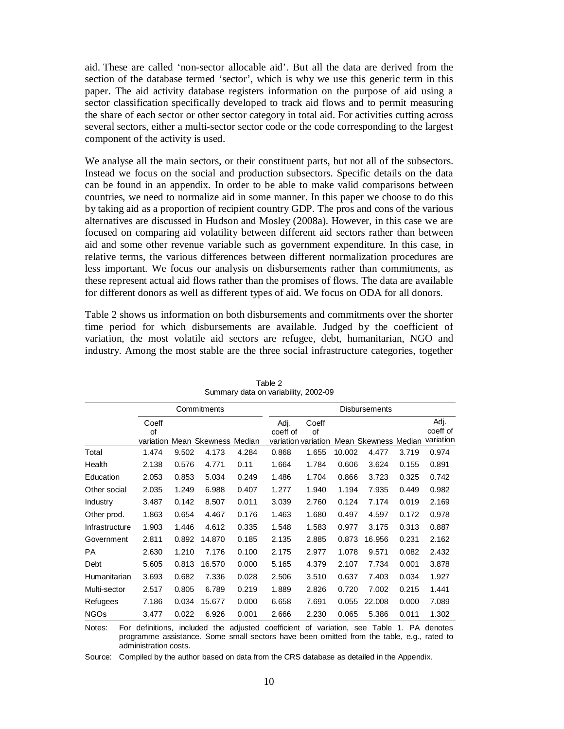aid. These are called 'non-sector allocable aid'. But all the data are derived from the section of the database termed 'sector', which is why we use this generic term in this paper. The aid activity database registers information on the purpose of aid using a sector classification specifically developed to track aid flows and to permit measuring the share of each sector or other sector category in total aid. For activities cutting across several sectors, either a multi-sector sector code or the code corresponding to the largest component of the activity is used.

We analyse all the main sectors, or their constituent parts, but not all of the subsectors. Instead we focus on the social and production subsectors. Specific details on the data can be found in an appendix. In order to be able to make valid comparisons between countries, we need to normalize aid in some manner. In this paper we choose to do this by taking aid as a proportion of recipient country GDP. The pros and cons of the various alternatives are discussed in Hudson and Mosley (2008a). However, in this case we are focused on comparing aid volatility between different aid sectors rather than between aid and some other revenue variable such as government expenditure. In this case, in relative terms, the various differences between different normalization procedures are less important. We focus our analysis on disbursements rather than commitments, as these represent actual aid flows rather than the promises of flows. The data are available for different donors as well as different types of aid. We focus on ODA for all donors.

Table 2 shows us information on both disbursements and commitments over the shorter time period for which disbursements are available. Judged by the coefficient of variation, the most volatile aid sectors are refugee, debt, humanitarian, NGO and industry. Among the most stable are the three social infrastructure categories, together

Table 2
Summary data on variability, 2002-09

| | Commitments | | | | | Disbursements | | | | |
|---|---|---|---|---|---|---|---|---|---|---|
| | Coeff of variation | Mean | Skewness | Median | Adj. coeff of variation | Coeff of variation | Mean | Skewness | Median | Adj. coeff of variation |
| Total | 1.474 | 9.502 | 4.173 | 4.284 | 0.868 | 1.655 | 10.002 | 4.477 | 3.719 | 0.974 |
| Health | 2.138 | 0.576 | 4.771 | 0.11 | 1.664 | 1.784 | 0.606 | 3.624 | 0.155 | 0.891 |
| Education | 2.053 | 0.853 | 5.034 | 0.249 | 1.486 | 1.704 | 0.866 | 3.723 | 0.325 | 0.742 |
| Other social | 2.035 | 1.249 | 6.988 | 0.407 | 1.277 | 1.940 | 1.194 | 7.935 | 0.449 | 0.982 |
| Industry | 3.487 | 0.142 | 8.507 | 0.011 | 3.039 | 2.760 | 0.124 | 7.174 | 0.019 | 2.169 |
| Other prod. | 1.863 | 0.654 | 4.467 | 0.176 | 1.463 | 1.680 | 0.497 | 4.597 | 0.172 | 0.978 |
| Infrastructure | 1.903 | 1.446 | 4.612 | 0.335 | 1.548 | 1.583 | 0.977 | 3.175 | 0.313 | 0.887 |
| Government | 2.811 | 0.892 | 14.870 | 0.185 | 2.135 | 2.885 | 0.873 | 16.956 | 0.231 | 2.162 |
| PA | 2.630 | 1.210 | 7.176 | 0.100 | 2.175 | 2.977 | 1.078 | 9.571 | 0.082 | 2.432 |
| Debt | 5.605 | 0.813 | 16.570 | 0.000 | 5.165 | 4.379 | 2.107 | 7.734 | 0.001 | 3.878 |
| Humanitarian | 3.693 | 0.682 | 7.336 | 0.028 | 2.506 | 3.510 | 0.637 | 7.403 | 0.034 | 1.927 |
| Multi-sector | 2.517 | 0.805 | 6.789 | 0.219 | 1.889 | 2.826 | 0.720 | 7.002 | 0.215 | 1.441 |
| Refugees | 7.186 | 0.034 | 15.677 | 0.000 | 6.658 | 7.691 | 0.055 | 22.008 | 0.000 | 7.089 |
| NGOs | 3.477 | 0.022 | 6.926 | 0.001 | 2.666 | 2.230 | 0.065 | 5.386 | 0.011 | 1.302 |

Notes: For definitions, included the adjusted coefficient of variation, see Table 1. PA denotes programme assistance. Some small sectors have been omitted from the table, e.g., rated to administration costs.

Source: Compiled by the author based on data from the CRS database as detailed in the Appendix.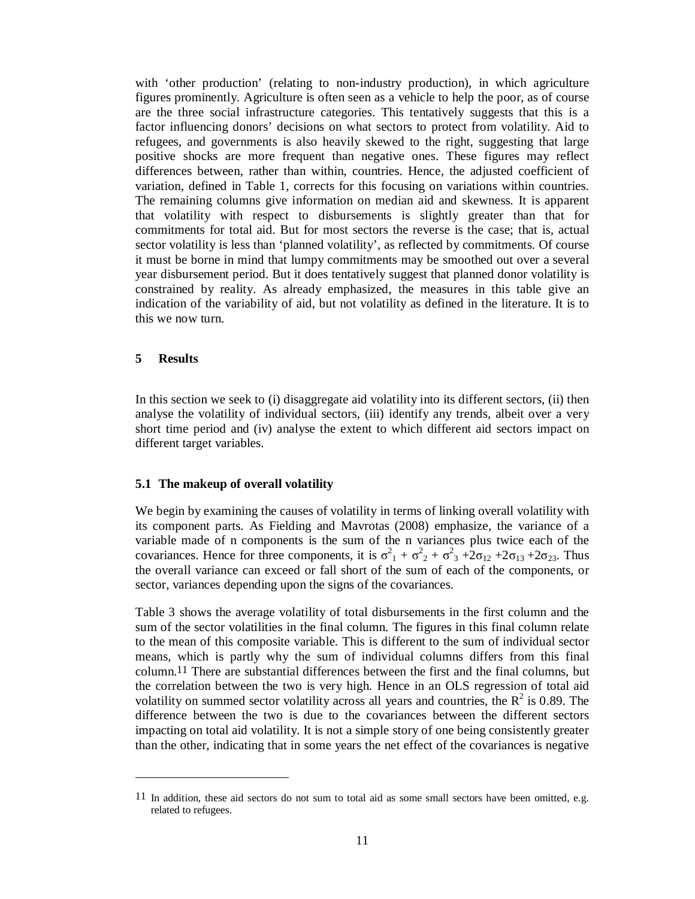with 'other production' (relating to non-industry production), in which agriculture figures prominently. Agriculture is often seen as a vehicle to help the poor, as of course are the three social infrastructure categories. This tentatively suggests that this is a factor influencing donors' decisions on what sectors to protect from volatility. Aid to refugees, and governments is also heavily skewed to the right, suggesting that large positive shocks are more frequent than negative ones. These figures may reflect differences between, rather than within, countries. Hence, the adjusted coefficient of variation, defined in Table 1, corrects for this focusing on variations within countries. The remaining columns give information on median aid and skewness. It is apparent that volatility with respect to disbursements is slightly greater than that for commitments for total aid. But for most sectors the reverse is the case; that is, actual sector volatility is less than 'planned volatility', as reflected by commitments. Of course it must be borne in mind that lumpy commitments may be smoothed out over a several year disbursement period. But it does tentatively suggest that planned donor volatility is constrained by reality. As already emphasized, the measures in this table give an indication of the variability of aid, but not volatility as defined in the literature. It is to this we now turn.

## 5 Results

In this section we seek to (i) disaggregate aid volatility into its different sectors, (ii) then analyse the volatility of individual sectors, (iii) identify any trends, albeit over a very short time period and (iv) analyse the extent to which different aid sectors impact on different target variables.

### 5.1 The makeup of overall volatility

We begin by examining the causes of volatility in terms of linking overall volatility with its component parts. As Fielding and Mavrotas (2008) emphasize, the variance of a variable made of n components is the sum of the n variances plus twice each of the covariances. Hence for three components, it is $\sigma^2_1 + \sigma^2_2 + \sigma^2_3 + 2\sigma_{12} + 2\sigma_{13} + 2\sigma_{23}$. Thus the overall variance can exceed or fall short of the sum of each of the components, or sector, variances depending upon the signs of the covariances.

Table 3 shows the average volatility of total disbursements in the first column and the sum of the sector volatilities in the final column. The figures in this final column relate to the mean of this composite variable. This is different to the sum of individual sector means, which is partly why the sum of individual columns differs from this final column.[11] There are substantial differences between the first and the final columns, but the correlation between the two is very high. Hence in an OLS regression of total aid volatility on summed sector volatility across all years and countries, the $R^2$ is 0.89. The difference between the two is due to the covariances between the different sectors impacting on total aid volatility. It is not a simple story of one being consistently greater than the other, indicating that in some years the net effect of the covariances is negative

[11] In addition, these aid sectors do not sum to total aid as some small sectors have been omitted, e.g. related to refugees.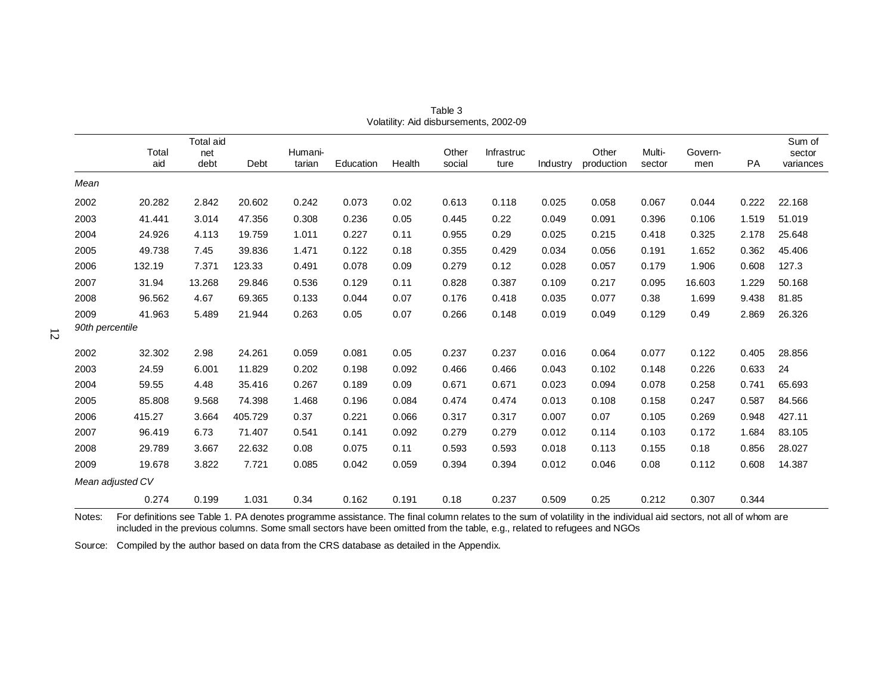Table 3
Volatility: Aid disbursements, 2002-09

| | Total aid | Total aid net debt | Debt | Humani-tarian | Education | Health | Other social | Infrastruc ture | Industry | Other production | Multi-sector | Govern-men | PA | Sum of sector variances |
|---|---|---|---|---|---|---|---|---|---|---|---|---|---|---|
| *Mean* | | | | | | | | | | | | | | |
| 2002 | 20.282 | 2.842 | 20.602 | 0.242 | 0.073 | 0.02 | 0.613 | 0.118 | 0.025 | 0.058 | 0.067 | 0.044 | 0.222 | 22.168 |
| 2003 | 41.441 | 3.014 | 47.356 | 0.308 | 0.236 | 0.05 | 0.445 | 0.22 | 0.049 | 0.091 | 0.396 | 0.106 | 1.519 | 51.019 |
| 2004 | 24.926 | 4.113 | 19.759 | 1.011 | 0.227 | 0.11 | 0.955 | 0.29 | 0.025 | 0.215 | 0.418 | 0.325 | 2.178 | 25.648 |
| 2005 | 49.738 | 7.45 | 39.836 | 1.471 | 0.122 | 0.18 | 0.355 | 0.429 | 0.034 | 0.056 | 0.191 | 1.652 | 0.362 | 45.406 |
| 2006 | 132.19 | 7.371 | 123.33 | 0.491 | 0.078 | 0.09 | 0.279 | 0.12 | 0.028 | 0.057 | 0.179 | 1.906 | 0.608 | 127.3 |
| 2007 | 31.94 | 13.268 | 29.846 | 0.536 | 0.129 | 0.11 | 0.828 | 0.387 | 0.109 | 0.217 | 0.095 | 16.603 | 1.229 | 50.168 |
| 2008 | 96.562 | 4.67 | 69.365 | 0.133 | 0.044 | 0.07 | 0.176 | 0.418 | 0.035 | 0.077 | 0.38 | 1.699 | 9.438 | 81.85 |
| 2009 | 41.963 | 5.489 | 21.944 | 0.263 | 0.05 | 0.07 | 0.266 | 0.148 | 0.019 | 0.049 | 0.129 | 0.49 | 2.869 | 26.326 |
| *90th percentile* | | | | | | | | | | | | | | |
| 2002 | 32.302 | 2.98 | 24.261 | 0.059 | 0.081 | 0.05 | 0.237 | 0.237 | 0.016 | 0.064 | 0.077 | 0.122 | 0.405 | 28.856 |
| 2003 | 24.59 | 6.001 | 11.829 | 0.202 | 0.198 | 0.092 | 0.466 | 0.466 | 0.043 | 0.102 | 0.148 | 0.226 | 0.633 | 24 |
| 2004 | 59.55 | 4.48 | 35.416 | 0.267 | 0.189 | 0.09 | 0.671 | 0.671 | 0.023 | 0.094 | 0.078 | 0.258 | 0.741 | 65.693 |
| 2005 | 85.808 | 9.568 | 74.398 | 1.468 | 0.196 | 0.084 | 0.474 | 0.474 | 0.013 | 0.108 | 0.158 | 0.247 | 0.587 | 84.566 |
| 2006 | 415.27 | 3.664 | 405.729 | 0.37 | 0.221 | 0.066 | 0.317 | 0.317 | 0.007 | 0.07 | 0.105 | 0.269 | 0.948 | 427.11 |
| 2007 | 96.419 | 6.73 | 71.407 | 0.541 | 0.141 | 0.092 | 0.279 | 0.279 | 0.012 | 0.114 | 0.103 | 0.172 | 1.684 | 83.105 |
| 2008 | 29.789 | 3.667 | 22.632 | 0.08 | 0.075 | 0.11 | 0.593 | 0.593 | 0.018 | 0.113 | 0.155 | 0.18 | 0.856 | 28.027 |
| 2009 | 19.678 | 3.822 | 7.721 | 0.085 | 0.042 | 0.059 | 0.394 | 0.394 | 0.012 | 0.046 | 0.08 | 0.112 | 0.608 | 14.387 |
| *Mean adjusted CV* | | | | | | | | | | | | | | |
| | 0.274 | 0.199 | 1.031 | 0.34 | 0.162 | 0.191 | 0.18 | 0.237 | 0.509 | 0.25 | 0.212 | 0.307 | 0.344 | |

Notes: For definitions see Table 1. PA denotes programme assistance. The final column relates to the sum of volatility in the individual aid sectors, not all of whom are included in the previous columns. Some small sectors have been omitted from the table, e.g., related to refugees and NGOs

Source: Compiled by the author based on data from the CRS database as detailed in the Appendix.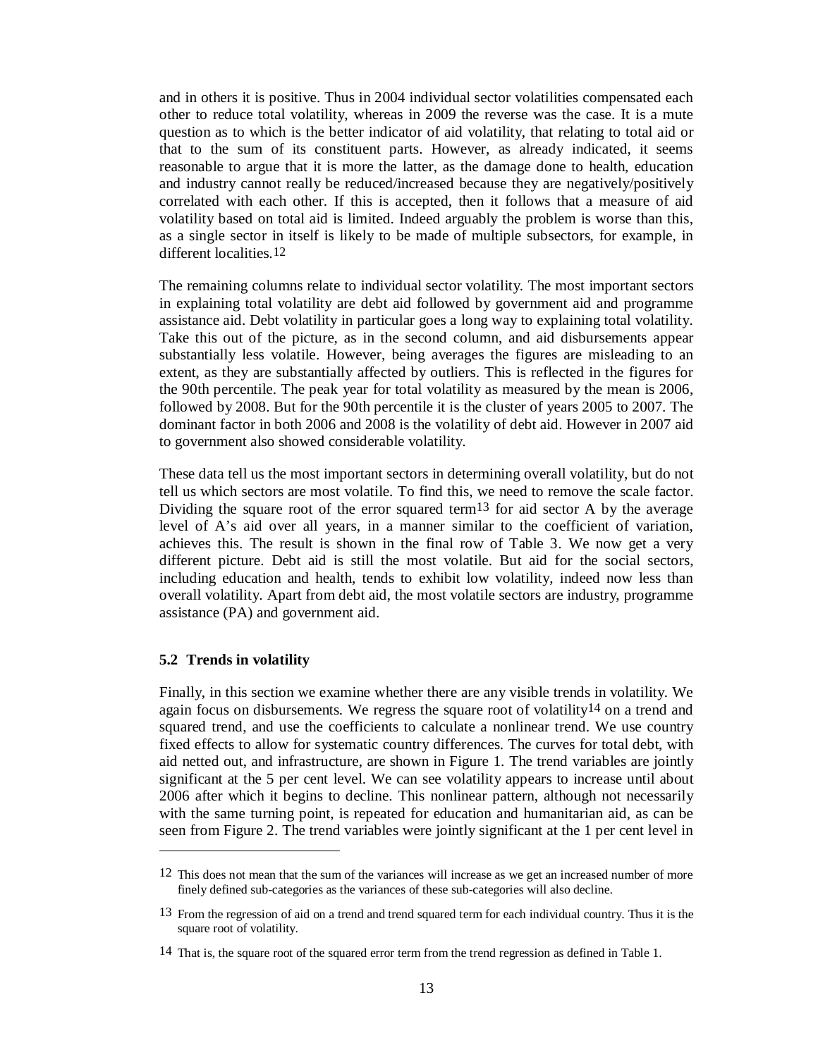and in others it is positive. Thus in 2004 individual sector volatilities compensated each other to reduce total volatility, whereas in 2009 the reverse was the case. It is a mute question as to which is the better indicator of aid volatility, that relating to total aid or that to the sum of its constituent parts. However, as already indicated, it seems reasonable to argue that it is more the latter, as the damage done to health, education and industry cannot really be reduced/increased because they are negatively/positively correlated with each other. If this is accepted, then it follows that a measure of aid volatility based on total aid is limited. Indeed arguably the problem is worse than this, as a single sector in itself is likely to be made of multiple subsectors, for example, in different localities.[12]

The remaining columns relate to individual sector volatility. The most important sectors in explaining total volatility are debt aid followed by government aid and programme assistance aid. Debt volatility in particular goes a long way to explaining total volatility. Take this out of the picture, as in the second column, and aid disbursements appear substantially less volatile. However, being averages the figures are misleading to an extent, as they are substantially affected by outliers. This is reflected in the figures for the 90th percentile. The peak year for total volatility as measured by the mean is 2006, followed by 2008. But for the 90th percentile it is the cluster of years 2005 to 2007. The dominant factor in both 2006 and 2008 is the volatility of debt aid. However in 2007 aid to government also showed considerable volatility.

These data tell us the most important sectors in determining overall volatility, but do not tell us which sectors are most volatile. To find this, we need to remove the scale factor. Dividing the square root of the error squared term[13] for aid sector A by the average level of A's aid over all years, in a manner similar to the coefficient of variation, achieves this. The result is shown in the final row of Table 3. We now get a very different picture. Debt aid is still the most volatile. But aid for the social sectors, including education and health, tends to exhibit low volatility, indeed now less than overall volatility. Apart from debt aid, the most volatile sectors are industry, programme assistance (PA) and government aid.

### 5.2 Trends in volatility

Finally, in this section we examine whether there are any visible trends in volatility. We again focus on disbursements. We regress the square root of volatility[14] on a trend and squared trend, and use the coefficients to calculate a nonlinear trend. We use country fixed effects to allow for systematic country differences. The curves for total debt, with aid netted out, and infrastructure, are shown in Figure 1. The trend variables are jointly significant at the 5 per cent level. We can see volatility appears to increase until about 2006 after which it begins to decline. This nonlinear pattern, although not necessarily with the same turning point, is repeated for education and humanitarian aid, as can be seen from Figure 2. The trend variables were jointly significant at the 1 per cent level in

---

[12] This does not mean that the sum of the variances will increase as we get an increased number of more finely defined sub-categories as the variances of these sub-categories will also decline.

[13] From the regression of aid on a trend and trend squared term for each individual country. Thus it is the square root of volatility.

[14] That is, the square root of the squared error term from the trend regression as defined in Table 1.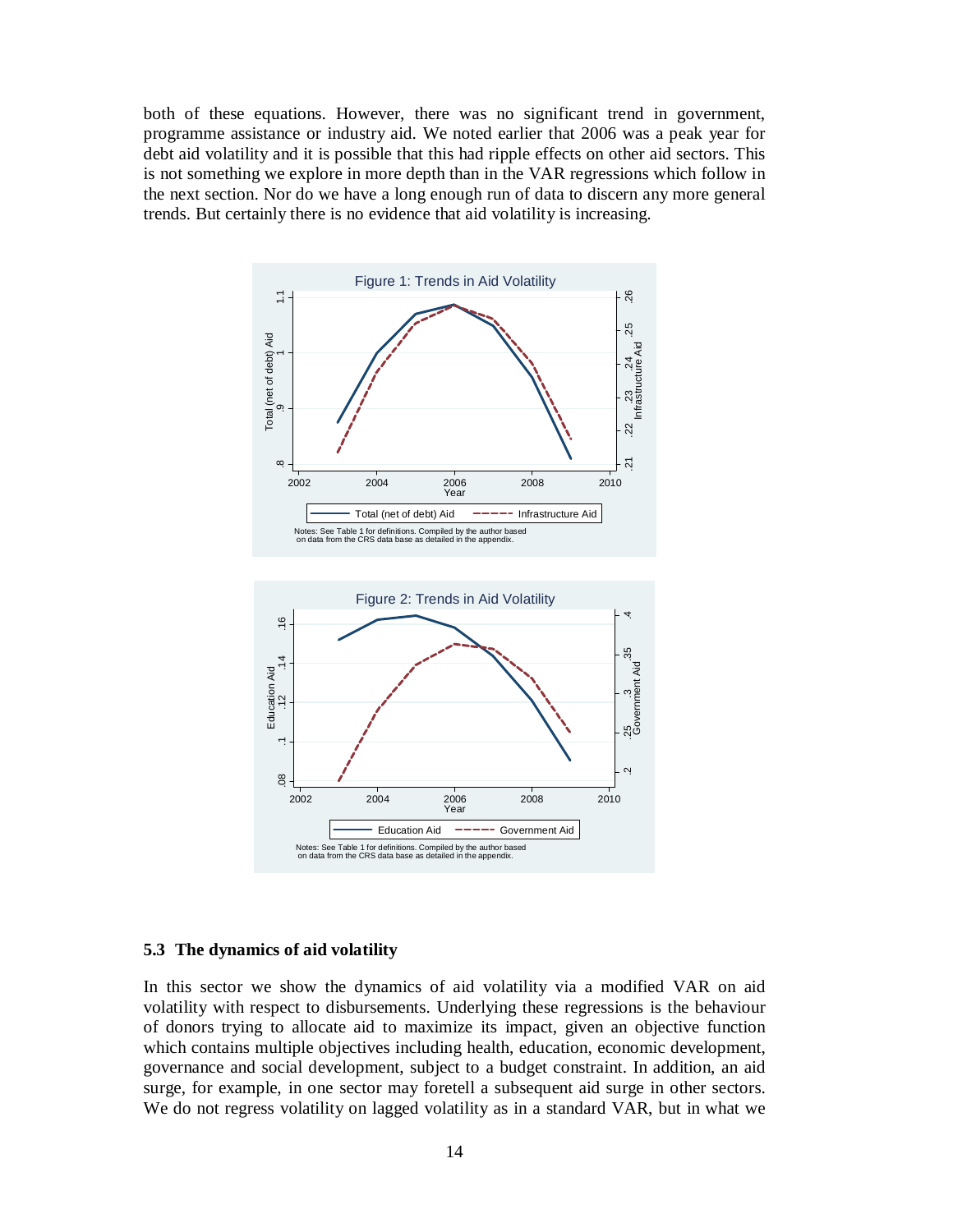both of these equations. However, there was no significant trend in government, programme assistance or industry aid. We noted earlier that 2006 was a peak year for debt aid volatility and it is possible that this had ripple effects on other aid sectors. This is not something we explore in more depth than in the VAR regressions which follow in the next section. Nor do we have a long enough run of data to discern any more general trends. But certainly there is no evidence that aid volatility is increasing.

Figure 1: Trends in Aid Volatility

Notes: See Table 1 for definitions. Compiled by the author based on data from the CRS data base as detailed in the appendix.

Figure 2: Trends in Aid Volatility

Notes: See Table 1 for definitions. Compiled by the author based on data from the CRS data base as detailed in the appendix.

### 5.3 The dynamics of aid volatility

In this sector we show the dynamics of aid volatility via a modified VAR on aid volatility with respect to disbursements. Underlying these regressions is the behaviour of donors trying to allocate aid to maximize its impact, given an objective function which contains multiple objectives including health, education, economic development, governance and social development, subject to a budget constraint. In addition, an aid surge, for example, in one sector may foretell a subsequent aid surge in other sectors. We do not regress volatility on lagged volatility as in a standard VAR, but in what we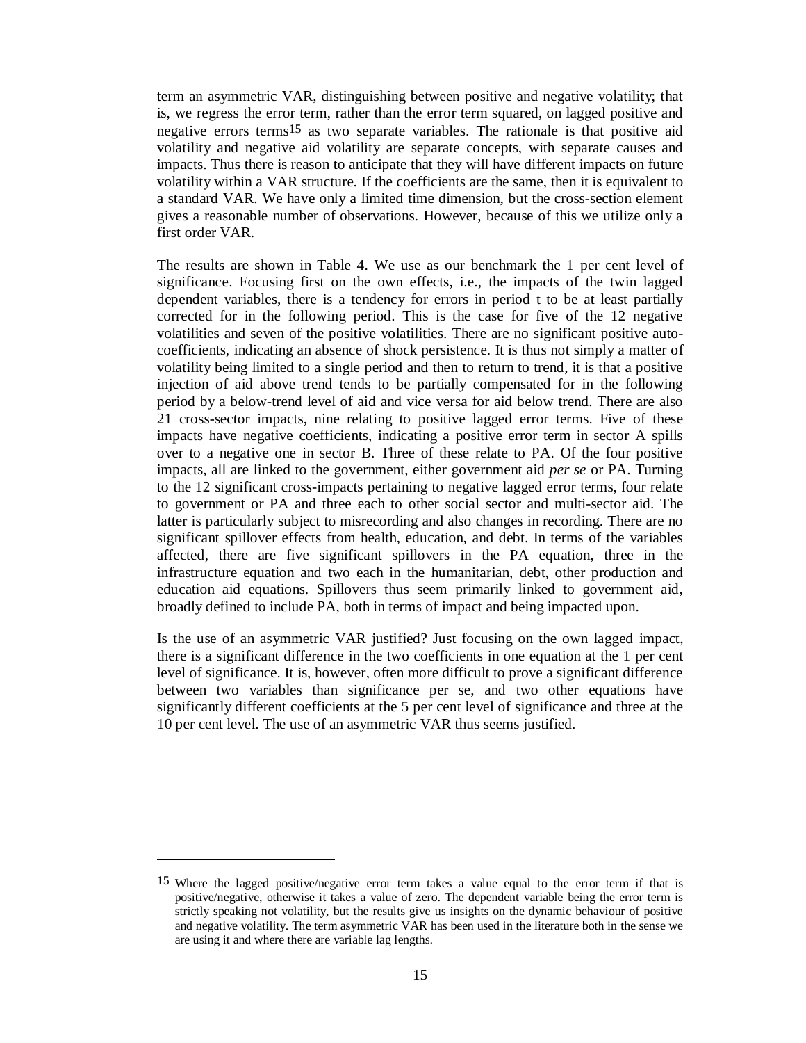term an asymmetric VAR, distinguishing between positive and negative volatility; that is, we regress the error term, rather than the error term squared, on lagged positive and negative errors terms[15] as two separate variables. The rationale is that positive aid volatility and negative aid volatility are separate concepts, with separate causes and impacts. Thus there is reason to anticipate that they will have different impacts on future volatility within a VAR structure. If the coefficients are the same, then it is equivalent to a standard VAR. We have only a limited time dimension, but the cross-section element gives a reasonable number of observations. However, because of this we utilize only a first order VAR.

The results are shown in Table 4. We use as our benchmark the 1 per cent level of significance. Focusing first on the own effects, i.e., the impacts of the twin lagged dependent variables, there is a tendency for errors in period t to be at least partially corrected for in the following period. This is the case for five of the 12 negative volatilities and seven of the positive volatilities. There are no significant positive auto-coefficients, indicating an absence of shock persistence. It is thus not simply a matter of volatility being limited to a single period and then to return to trend, it is that a positive injection of aid above trend tends to be partially compensated for in the following period by a below-trend level of aid and vice versa for aid below trend. There are also 21 cross-sector impacts, nine relating to positive lagged error terms. Five of these impacts have negative coefficients, indicating a positive error term in sector A spills over to a negative one in sector B. Three of these relate to PA. Of the four positive impacts, all are linked to the government, either government aid *per se* or PA. Turning to the 12 significant cross-impacts pertaining to negative lagged error terms, four relate to government or PA and three each to other social sector and multi-sector aid. The latter is particularly subject to misrecording and also changes in recording. There are no significant spillover effects from health, education, and debt. In terms of the variables affected, there are five significant spillovers in the PA equation, three in the infrastructure equation and two each in the humanitarian, debt, other production and education aid equations. Spillovers thus seem primarily linked to government aid, broadly defined to include PA, both in terms of impact and being impacted upon.

Is the use of an asymmetric VAR justified? Just focusing on the own lagged impact, there is a significant difference in the two coefficients in one equation at the 1 per cent level of significance. It is, however, often more difficult to prove a significant difference between two variables than significance per se, and two other equations have significantly different coefficients at the 5 per cent level of significance and three at the 10 per cent level. The use of an asymmetric VAR thus seems justified.

---

[15] Where the lagged positive/negative error term takes a value equal to the error term if that is positive/negative, otherwise it takes a value of zero. The dependent variable being the error term is strictly speaking not volatility, but the results give us insights on the dynamic behaviour of positive and negative volatility. The term asymmetric VAR has been used in the literature both in the sense we are using it and where there are variable lag lengths.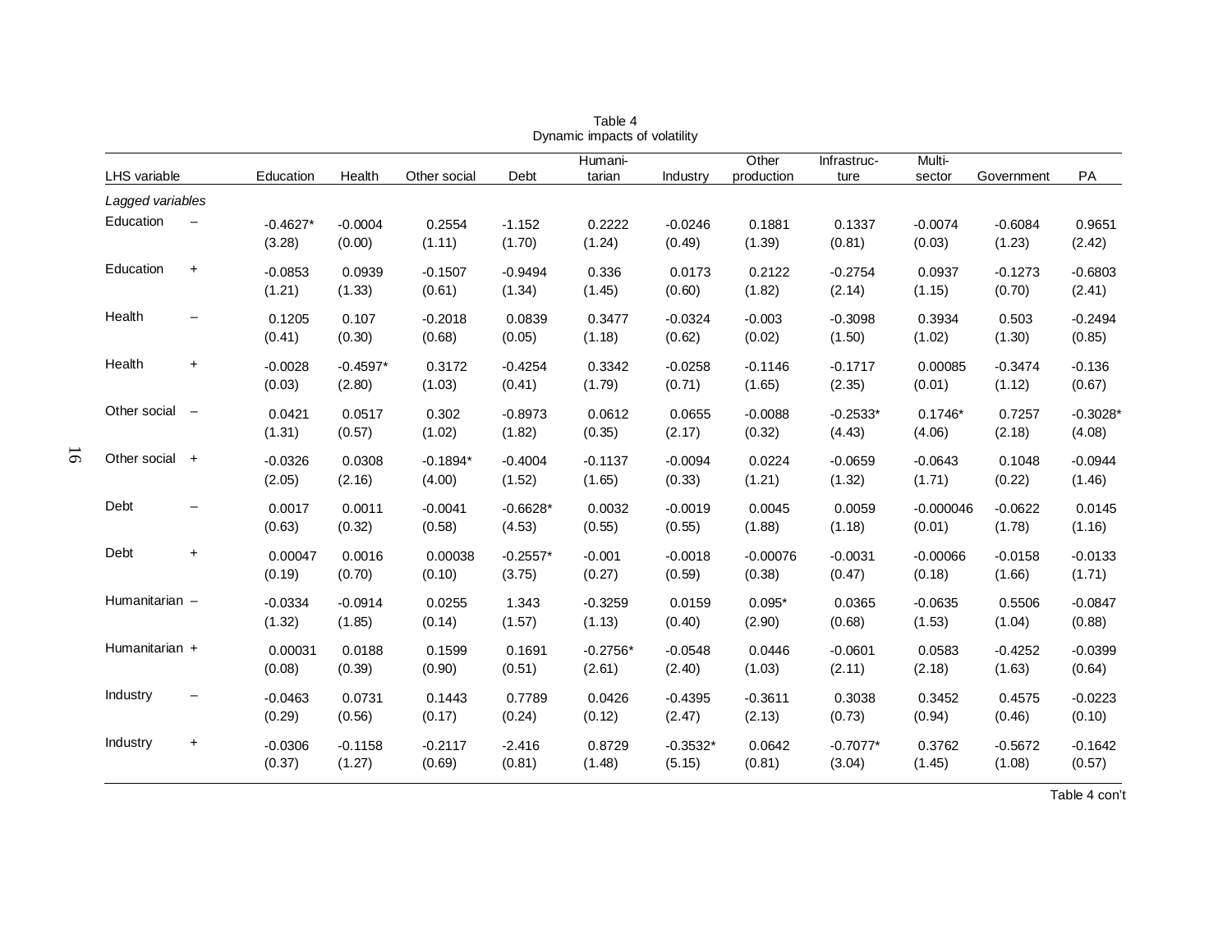Table 4
Dynamic impacts of volatility

| LHS variable | | Education | Health | Other social | Debt | Humani-tarian | Industry | Other production | Infrastruc-ture | Multi-sector | Government | PA |
|---|---|---|---|---|---|---|---|---|---|---|---|---|
| *Lagged variables* | | | | | | | | | | | | |
| Education | – | -0.4627* | -0.0004 | 0.2554 | -1.152 | 0.2222 | -0.0246 | 0.1881 | 0.1337 | -0.0074 | -0.6084 | 0.9651 |
| | | (3.28) | (0.00) | (1.11) | (1.70) | (1.24) | (0.49) | (1.39) | (0.81) | (0.03) | (1.23) | (2.42) |
| Education | + | -0.0853 | 0.0939 | -0.1507 | -0.9494 | 0.336 | 0.0173 | 0.2122 | -0.2754 | 0.0937 | -0.1273 | -0.6803 |
| | | (1.21) | (1.33) | (0.61) | (1.34) | (1.45) | (0.60) | (1.82) | (2.14) | (1.15) | (0.70) | (2.41) |
| Health | – | 0.1205 | 0.107 | -0.2018 | 0.0839 | 0.3477 | -0.0324 | -0.003 | -0.3098 | 0.3934 | 0.503 | -0.2494 |
| | | (0.41) | (0.30) | (0.68) | (0.05) | (1.18) | (0.62) | (0.02) | (1.50) | (1.02) | (1.30) | (0.85) |
| Health | + | -0.0028 | -0.4597* | 0.3172 | -0.4254 | 0.3342 | -0.0258 | -0.1146 | -0.1717 | 0.00085 | -0.3474 | -0.136 |
| | | (0.03) | (2.80) | (1.03) | (0.41) | (1.79) | (0.71) | (1.65) | (2.35) | (0.01) | (1.12) | (0.67) |
| Other social | – | 0.0421 | 0.0517 | 0.302 | -0.8973 | 0.0612 | 0.0655 | -0.0088 | -0.2533* | 0.1746* | 0.7257 | -0.3028* |
| | | (1.31) | (0.57) | (1.02) | (1.82) | (0.35) | (2.17) | (0.32) | (4.43) | (4.06) | (2.18) | (4.08) |
| Other social | + | -0.0326 | 0.0308 | -0.1894* | -0.4004 | -0.1137 | -0.0094 | 0.0224 | -0.0659 | -0.0643 | 0.1048 | -0.0944 |
| | | (2.05) | (2.16) | (4.00) | (1.52) | (1.65) | (0.33) | (1.21) | (1.32) | (1.71) | (0.22) | (1.46) |
| Debt | – | 0.0017 | 0.0011 | -0.0041 | -0.6628* | 0.0032 | -0.0019 | 0.0045 | 0.0059 | -0.000046 | -0.0622 | 0.0145 |
| | | (0.63) | (0.32) | (0.58) | (4.53) | (0.55) | (0.55) | (1.88) | (1.18) | (0.01) | (1.78) | (1.16) |
| Debt | + | 0.00047 | 0.0016 | 0.00038 | -0.2557* | -0.001 | -0.0018 | -0.00076 | -0.0031 | -0.00066 | -0.0158 | -0.0133 |
| | | (0.19) | (0.70) | (0.10) | (3.75) | (0.27) | (0.59) | (0.38) | (0.47) | (0.18) | (1.66) | (1.71) |
| Humanitarian | – | -0.0334 | -0.0914 | 0.0255 | 1.343 | -0.3259 | 0.0159 | 0.095* | 0.0365 | -0.0635 | 0.5506 | -0.0847 |
| | | (1.32) | (1.85) | (0.14) | (1.57) | (1.13) | (0.40) | (2.90) | (0.68) | (1.53) | (1.04) | (0.88) |
| Humanitarian | + | 0.00031 | 0.0188 | 0.1599 | 0.1691 | -0.2756* | -0.0548 | 0.0446 | -0.0601 | 0.0583 | -0.4252 | -0.0399 |
| | | (0.08) | (0.39) | (0.90) | (0.51) | (2.61) | (2.40) | (1.03) | (2.11) | (2.18) | (1.63) | (0.64) |
| Industry | – | -0.0463 | 0.0731 | 0.1443 | 0.7789 | 0.0426 | -0.4395 | -0.3611 | 0.3038 | 0.3452 | 0.4575 | -0.0223 |
| | | (0.29) | (0.56) | (0.17) | (0.24) | (0.12) | (2.47) | (2.13) | (0.73) | (0.94) | (0.46) | (0.10) |
| Industry | + | -0.0306 | -0.1158 | -0.2117 | -2.416 | 0.8729 | -0.3532* | 0.0642 | -0.7077* | 0.3762 | -0.5672 | -0.1642 |
| | | (0.37) | (1.27) | (0.69) | (0.81) | (1.48) | (5.15) | (0.81) | (3.04) | (1.45) | (1.08) | (0.57) |

Table 4 con't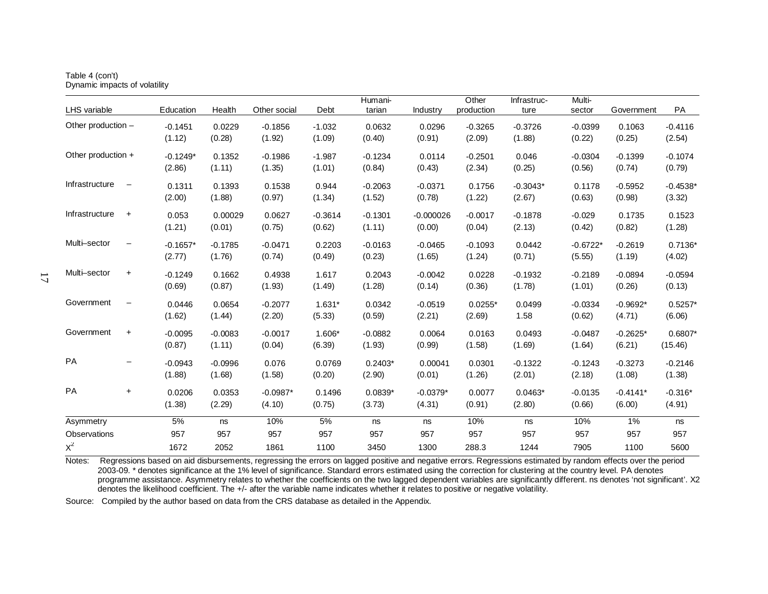Table 4 (con't)
Dynamic impacts of volatility

| LHS variable | | Education | Health | Other social | Debt | Humanitarian | Industry | Other production | Infrastructure | Multi-sector | Government | PA |
|---|---|---|---|---|---|---|---|---|---|---|---|---|
| Other production – | | -0.1451 | 0.0229 | -0.1856 | -1.032 | 0.0632 | 0.0296 | -0.3265 | -0.3726 | -0.0399 | 0.1063 | -0.4116 |
| | | (1.12) | (0.28) | (1.92) | (1.09) | (0.40) | (0.91) | (2.09) | (1.88) | (0.22) | (0.25) | (2.54) |
| Other production + | | -0.1249* | 0.1352 | -0.1986 | -1.987 | -0.1234 | 0.0114 | -0.2501 | 0.046 | -0.0304 | -0.1399 | -0.1074 |
| | | (2.86) | (1.11) | (1.35) | (1.01) | (0.84) | (0.43) | (2.34) | (0.25) | (0.56) | (0.74) | (0.79) |
| Infrastructure | – | 0.1311 | 0.1393 | 0.1538 | 0.944 | -0.2063 | -0.0371 | 0.1756 | -0.3043* | 0.1178 | -0.5952 | -0.4538* |
| | | (2.00) | (1.88) | (0.97) | (1.34) | (1.52) | (0.78) | (1.22) | (2.67) | (0.63) | (0.98) | (3.32) |
| Infrastructure | + | 0.053 | 0.00029 | 0.0627 | -0.3614 | -0.1301 | -0.000026 | -0.0017 | -0.1878 | -0.029 | 0.1735 | 0.1523 |
| | | (1.21) | (0.01) | (0.75) | (0.62) | (1.11) | (0.00) | (0.04) | (2.13) | (0.42) | (0.82) | (1.28) |
| Multi–sector | – | -0.1657* | -0.1785 | -0.0471 | 0.2203 | -0.0163 | -0.0465 | -0.1093 | 0.0442 | -0.6722* | -0.2619 | 0.7136* |
| | | (2.77) | (1.76) | (0.74) | (0.49) | (0.23) | (1.65) | (1.24) | (0.71) | (5.55) | (1.19) | (4.02) |
| Multi–sector | + | -0.1249 | 0.1662 | 0.4938 | 1.617 | 0.2043 | -0.0042 | 0.0228 | -0.1932 | -0.2189 | -0.0894 | -0.0594 |
| | | (0.69) | (0.87) | (1.93) | (1.49) | (1.28) | (0.14) | (0.36) | (1.78) | (1.01) | (0.26) | (0.13) |
| Government | – | 0.0446 | 0.0654 | -0.2077 | 1.631* | 0.0342 | -0.0519 | 0.0255* | 0.0499 | -0.0334 | -0.9692* | 0.5257* |
| | | (1.62) | (1.44) | (2.20) | (5.33) | (0.59) | (2.21) | (2.69) | 1.58 | (0.62) | (4.71) | (6.06) |
| Government | + | -0.0095 | -0.0083 | -0.0017 | 1.606* | -0.0882 | 0.0064 | 0.0163 | 0.0493 | -0.0487 | -0.2625* | 0.6807* |
| | | (0.87) | (1.11) | (0.04) | (6.39) | (1.93) | (0.99) | (1.58) | (1.69) | (1.64) | (6.21) | (15.46) |
| PA | – | -0.0943 | -0.0996 | 0.076 | 0.0769 | 0.2403* | 0.00041 | 0.0301 | -0.1322 | -0.1243 | -0.3273 | -0.2146 |
| | | (1.88) | (1.68) | (1.58) | (0.20) | (2.90) | (0.01) | (1.26) | (2.01) | (2.18) | (1.08) | (1.38) |
| PA | + | 0.0206 | 0.0353 | -0.0987* | 0.1496 | 0.0839* | -0.0379* | 0.0077 | 0.0463* | -0.0135 | -0.4141* | -0.316* |
| | | (1.38) | (2.29) | (4.10) | (0.75) | (3.73) | (4.31) | (0.91) | (2.80) | (0.66) | (6.00) | (4.91) |
| Asymmetry | | 5% | ns | 10% | 5% | ns | ns | 10% | ns | 10% | 1% | ns |
| Observations | | 957 | 957 | 957 | 957 | 957 | 957 | 957 | 957 | 957 | 957 | 957 |
| $X^2$ | | 1672 | 2052 | 1861 | 1100 | 3450 | 1300 | 288.3 | 1244 | 7905 | 1100 | 5600 |

Notes: Regressions based on aid disbursements, regressing the errors on lagged positive and negative errors. Regressions estimated by random effects over the period 2003-09. * denotes significance at the 1% level of significance. Standard errors estimated using the correction for clustering at the country level. PA denotes programme assistance. Asymmetry relates to whether the coefficients on the two lagged dependent variables are significantly different. ns denotes 'not significant'. X2 denotes the likelihood coefficient. The +/- after the variable name indicates whether it relates to positive or negative volatility.

Source: Compiled by the author based on data from the CRS database as detailed in the Appendix.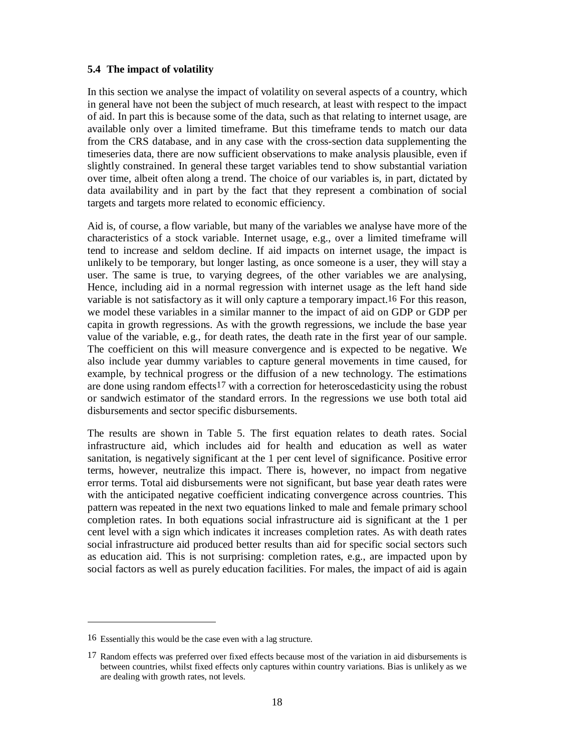### 5.4 The impact of volatility

In this section we analyse the impact of volatility on several aspects of a country, which in general have not been the subject of much research, at least with respect to the impact of aid. In part this is because some of the data, such as that relating to internet usage, are available only over a limited timeframe. But this timeframe tends to match our data from the CRS database, and in any case with the cross-section data supplementing the timeseries data, there are now sufficient observations to make analysis plausible, even if slightly constrained. In general these target variables tend to show substantial variation over time, albeit often along a trend. The choice of our variables is, in part, dictated by data availability and in part by the fact that they represent a combination of social targets and targets more related to economic efficiency.

Aid is, of course, a flow variable, but many of the variables we analyse have more of the characteristics of a stock variable. Internet usage, e.g., over a limited timeframe will tend to increase and seldom decline. If aid impacts on internet usage, the impact is unlikely to be temporary, but longer lasting, as once someone is a user, they will stay a user. The same is true, to varying degrees, of the other variables we are analysing, Hence, including aid in a normal regression with internet usage as the left hand side variable is not satisfactory as it will only capture a temporary impact.[16] For this reason, we model these variables in a similar manner to the impact of aid on GDP or GDP per capita in growth regressions. As with the growth regressions, we include the base year value of the variable, e.g., for death rates, the death rate in the first year of our sample. The coefficient on this will measure convergence and is expected to be negative. We also include year dummy variables to capture general movements in time caused, for example, by technical progress or the diffusion of a new technology. The estimations are done using random effects[17] with a correction for heteroscedasticity using the robust or sandwich estimator of the standard errors. In the regressions we use both total aid disbursements and sector specific disbursements.

The results are shown in Table 5. The first equation relates to death rates. Social infrastructure aid, which includes aid for health and education as well as water sanitation, is negatively significant at the 1 per cent level of significance. Positive error terms, however, neutralize this impact. There is, however, no impact from negative error terms. Total aid disbursements were not significant, but base year death rates were with the anticipated negative coefficient indicating convergence across countries. This pattern was repeated in the next two equations linked to male and female primary school completion rates. In both equations social infrastructure aid is significant at the 1 per cent level with a sign which indicates it increases completion rates. As with death rates social infrastructure aid produced better results than aid for specific social sectors such as education aid. This is not surprising: completion rates, e.g., are impacted upon by social factors as well as purely education facilities. For males, the impact of aid is again

---

[16] Essentially this would be the case even with a lag structure.

[17] Random effects was preferred over fixed effects because most of the variation in aid disbursements is between countries, whilst fixed effects only captures within country variations. Bias is unlikely as we are dealing with growth rates, not levels.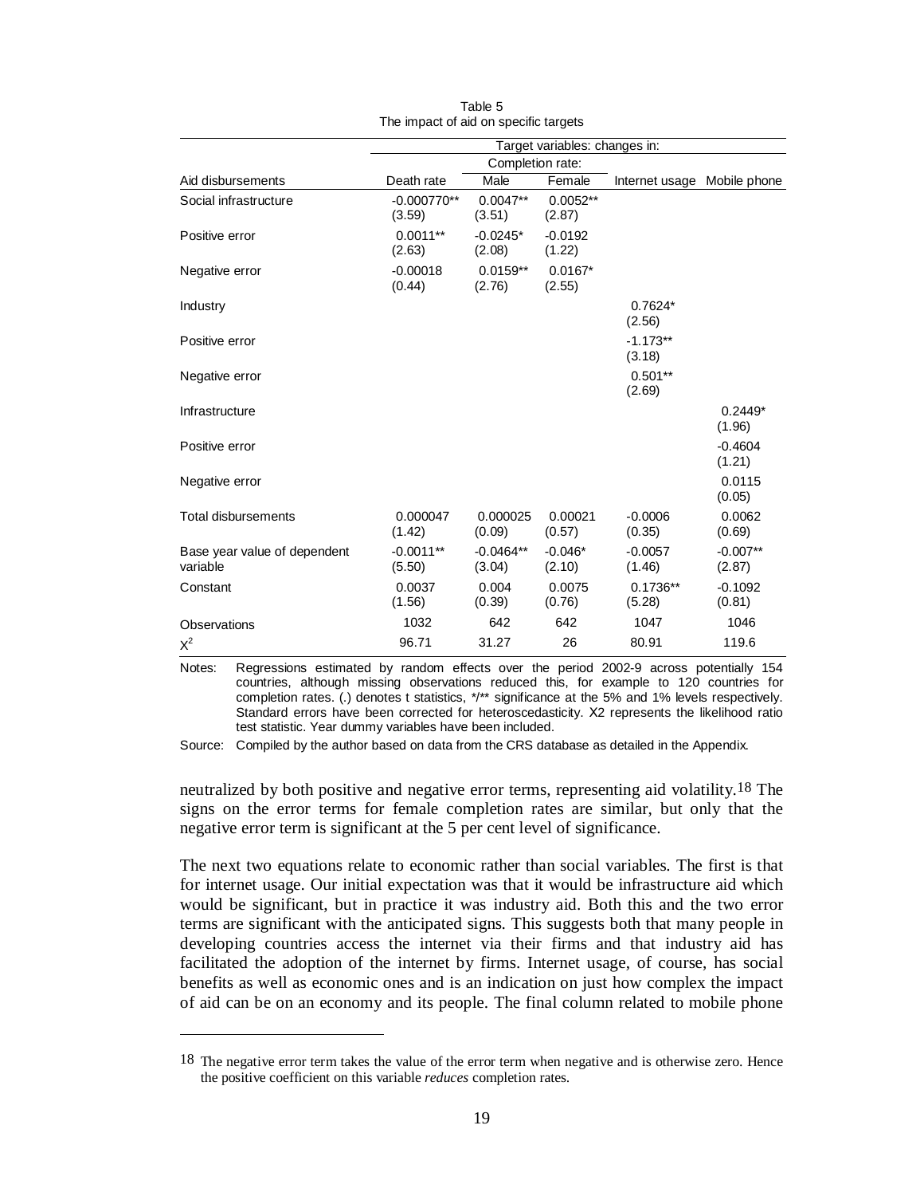Table 5
The impact of aid on specific targets

| | Target variables: changes in: | | | | |
|---|---|---|---|---|---|
| | | Completion rate: | | | |
| Aid disbursements | Death rate | Male | Female | Internet usage | Mobile phone |
| Social infrastructure | -0.000770** (3.59) | 0.0047** (3.51) | 0.0052** (2.87) | | |
| Positive error | 0.0011** (2.63) | -0.0245* (2.08) | -0.0192 (1.22) | | |
| Negative error | -0.00018 (0.44) | 0.0159** (2.76) | 0.0167* (2.55) | | |
| Industry | | | | 0.7624* (2.56) | |
| Positive error | | | | -1.173** (3.18) | |
| Negative error | | | | 0.501** (2.69) | |
| Infrastructure | | | | | 0.2449* (1.96) |
| Positive error | | | | | -0.4604 (1.21) |
| Negative error | | | | | 0.0115 (0.05) |
| Total disbursements | 0.000047 (1.42) | 0.000025 (0.09) | 0.00021 (0.57) | -0.0006 (0.35) | 0.0062 (0.69) |
| Base year value of dependent variable | -0.0011** (5.50) | -0.0464** (3.04) | -0.046* (2.10) | -0.0057 (1.46) | -0.007** (2.87) |
| Constant | 0.0037 (1.56) | 0.004 (0.39) | 0.0075 (0.76) | 0.1736** (5.28) | -0.1092 (0.81) |
| Observations | 1032 | 642 | 642 | 1047 | 1046 |
| $X^2$ | 96.71 | 31.27 | 26 | 80.91 | 119.6 |

Notes: Regressions estimated by random effects over the period 2002-9 across potentially 154 countries, although missing observations reduced this, for example to 120 countries for completion rates. (.) denotes t statistics, */** significance at the 5% and 1% levels respectively. Standard errors have been corrected for heteroscedasticity. X2 represents the likelihood ratio test statistic. Year dummy variables have been included.

Source: Compiled by the author based on data from the CRS database as detailed in the Appendix.

neutralized by both positive and negative error terms, representing aid volatility.[18] The signs on the error terms for female completion rates are similar, but only that the negative error term is significant at the 5 per cent level of significance.

The next two equations relate to economic rather than social variables. The first is that for internet usage. Our initial expectation was that it would be infrastructure aid which would be significant, but in practice it was industry aid. Both this and the two error terms are significant with the anticipated signs. This suggests both that many people in developing countries access the internet via their firms and that industry aid has facilitated the adoption of the internet by firms. Internet usage, of course, has social benefits as well as economic ones and is an indication on just how complex the impact of aid can be on an economy and its people. The final column related to mobile phone

[18] The negative error term takes the value of the error term when negative and is otherwise zero. Hence the positive coefficient on this variable *reduces* completion rates.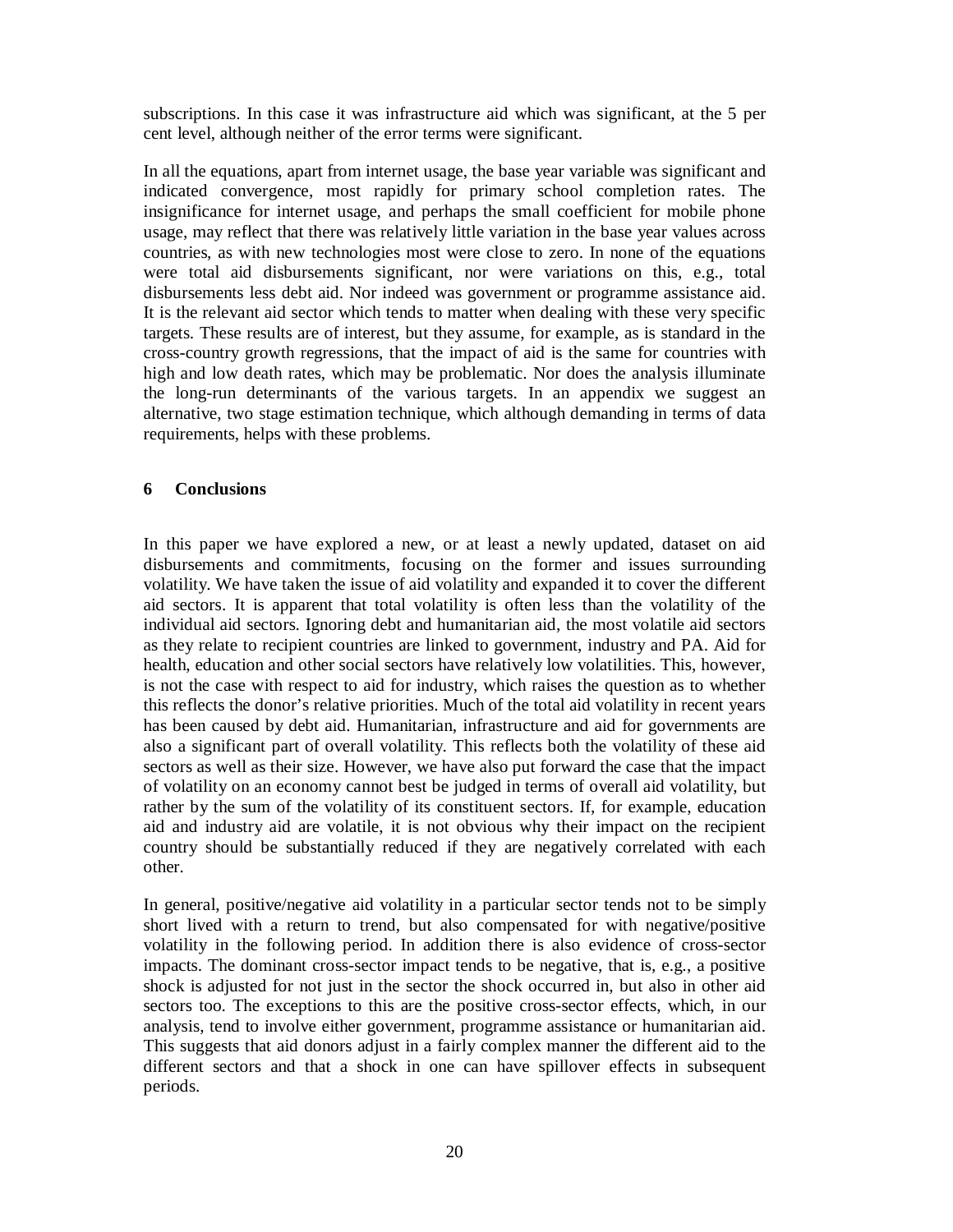subscriptions. In this case it was infrastructure aid which was significant, at the 5 per cent level, although neither of the error terms were significant.

In all the equations, apart from internet usage, the base year variable was significant and indicated convergence, most rapidly for primary school completion rates. The insignificance for internet usage, and perhaps the small coefficient for mobile phone usage, may reflect that there was relatively little variation in the base year values across countries, as with new technologies most were close to zero. In none of the equations were total aid disbursements significant, nor were variations on this, e.g., total disbursements less debt aid. Nor indeed was government or programme assistance aid. It is the relevant aid sector which tends to matter when dealing with these very specific targets. These results are of interest, but they assume, for example, as is standard in the cross-country growth regressions, that the impact of aid is the same for countries with high and low death rates, which may be problematic. Nor does the analysis illuminate the long-run determinants of the various targets. In an appendix we suggest an alternative, two stage estimation technique, which although demanding in terms of data requirements, helps with these problems.

## 6 Conclusions

In this paper we have explored a new, or at least a newly updated, dataset on aid disbursements and commitments, focusing on the former and issues surrounding volatility. We have taken the issue of aid volatility and expanded it to cover the different aid sectors. It is apparent that total volatility is often less than the volatility of the individual aid sectors. Ignoring debt and humanitarian aid, the most volatile aid sectors as they relate to recipient countries are linked to government, industry and PA. Aid for health, education and other social sectors have relatively low volatilities. This, however, is not the case with respect to aid for industry, which raises the question as to whether this reflects the donor's relative priorities. Much of the total aid volatility in recent years has been caused by debt aid. Humanitarian, infrastructure and aid for governments are also a significant part of overall volatility. This reflects both the volatility of these aid sectors as well as their size. However, we have also put forward the case that the impact of volatility on an economy cannot best be judged in terms of overall aid volatility, but rather by the sum of the volatility of its constituent sectors. If, for example, education aid and industry aid are volatile, it is not obvious why their impact on the recipient country should be substantially reduced if they are negatively correlated with each other.

In general, positive/negative aid volatility in a particular sector tends not to be simply short lived with a return to trend, but also compensated for with negative/positive volatility in the following period. In addition there is also evidence of cross-sector impacts. The dominant cross-sector impact tends to be negative, that is, e.g., a positive shock is adjusted for not just in the sector the shock occurred in, but also in other aid sectors too. The exceptions to this are the positive cross-sector effects, which, in our analysis, tend to involve either government, programme assistance or humanitarian aid. This suggests that aid donors adjust in a fairly complex manner the different aid to the different sectors and that a shock in one can have spillover effects in subsequent periods.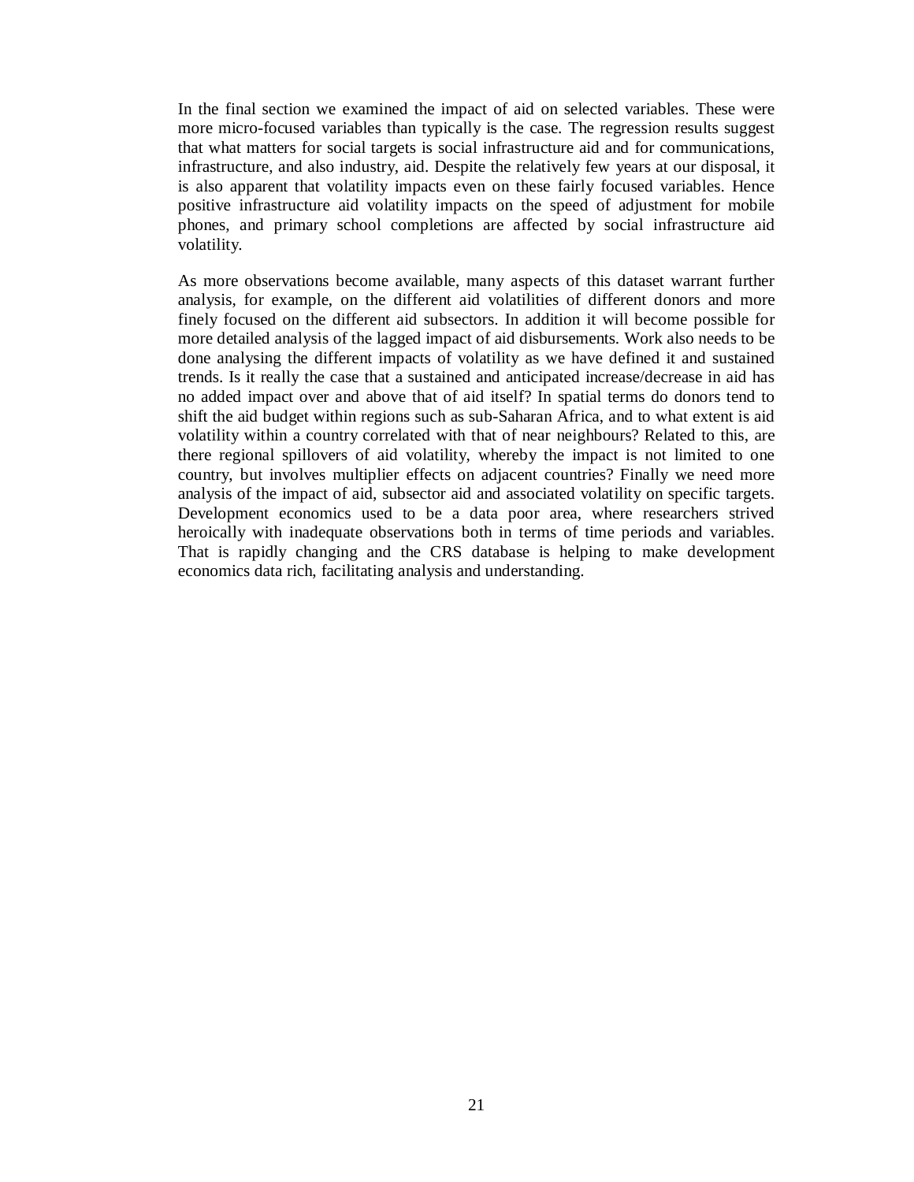In the final section we examined the impact of aid on selected variables. These were more micro-focused variables than typically is the case. The regression results suggest that what matters for social targets is social infrastructure aid and for communications, infrastructure, and also industry, aid. Despite the relatively few years at our disposal, it is also apparent that volatility impacts even on these fairly focused variables. Hence positive infrastructure aid volatility impacts on the speed of adjustment for mobile phones, and primary school completions are affected by social infrastructure aid volatility.

As more observations become available, many aspects of this dataset warrant further analysis, for example, on the different aid volatilities of different donors and more finely focused on the different aid subsectors. In addition it will become possible for more detailed analysis of the lagged impact of aid disbursements. Work also needs to be done analysing the different impacts of volatility as we have defined it and sustained trends. Is it really the case that a sustained and anticipated increase/decrease in aid has no added impact over and above that of aid itself? In spatial terms do donors tend to shift the aid budget within regions such as sub-Saharan Africa, and to what extent is aid volatility within a country correlated with that of near neighbours? Related to this, are there regional spillovers of aid volatility, whereby the impact is not limited to one country, but involves multiplier effects on adjacent countries? Finally we need more analysis of the impact of aid, subsector aid and associated volatility on specific targets. Development economics used to be a data poor area, where researchers strived heroically with inadequate observations both in terms of time periods and variables. That is rapidly changing and the CRS database is helping to make development economics data rich, facilitating analysis and understanding.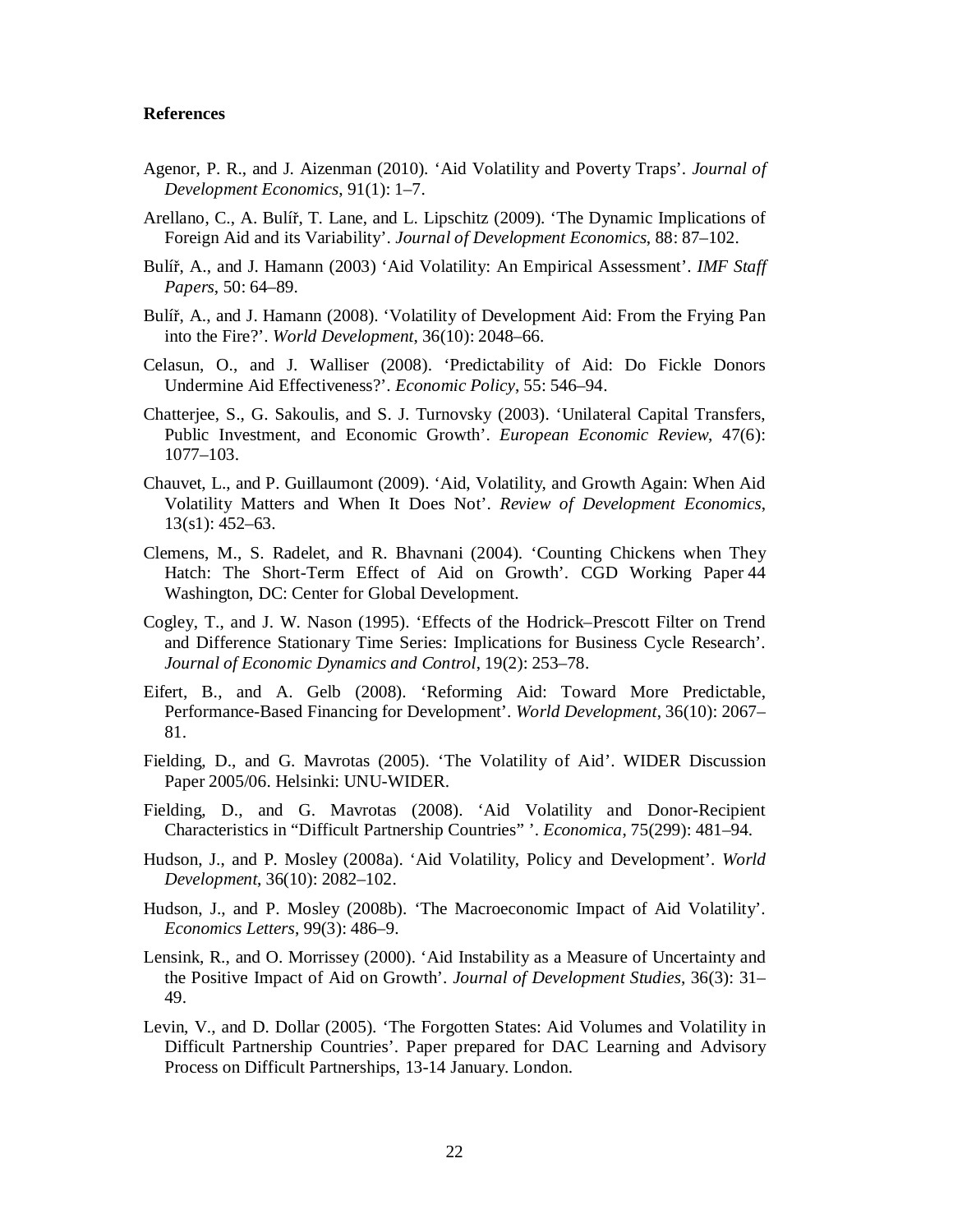## References

Agenor, P. R., and J. Aizenman (2010). 'Aid Volatility and Poverty Traps'. *Journal of Development Economics*, 91(1): 1–7.

Arellano, C., A. Bulíř, T. Lane, and L. Lipschitz (2009). 'The Dynamic Implications of Foreign Aid and its Variability'. *Journal of Development Economics*, 88: 87–102.

Bulíř, A., and J. Hamann (2003) 'Aid Volatility: An Empirical Assessment'. *IMF Staff Papers*, 50: 64–89.

Bulíř, A., and J. Hamann (2008). 'Volatility of Development Aid: From the Frying Pan into the Fire?'. *World Development*, 36(10): 2048–66.

Celasun, O., and J. Walliser (2008). 'Predictability of Aid: Do Fickle Donors Undermine Aid Effectiveness?'. *Economic Policy*, 55: 546–94.

Chatterjee, S., G. Sakoulis, and S. J. Turnovsky (2003). 'Unilateral Capital Transfers, Public Investment, and Economic Growth'. *European Economic Review*, 47(6): 1077–103.

Chauvet, L., and P. Guillaumont (2009). 'Aid, Volatility, and Growth Again: When Aid Volatility Matters and When It Does Not'. *Review of Development Economics*, 13(s1): 452–63.

Clemens, M., S. Radelet, and R. Bhavnani (2004). 'Counting Chickens when They Hatch: The Short-Term Effect of Aid on Growth'. CGD Working Paper 44 Washington, DC: Center for Global Development.

Cogley, T., and J. W. Nason (1995). 'Effects of the Hodrick–Prescott Filter on Trend and Difference Stationary Time Series: Implications for Business Cycle Research'. *Journal of Economic Dynamics and Control*, 19(2): 253–78.

Eifert, B., and A. Gelb (2008). 'Reforming Aid: Toward More Predictable, Performance-Based Financing for Development'. *World Development*, 36(10): 2067–81.

Fielding, D., and G. Mavrotas (2005). 'The Volatility of Aid'. WIDER Discussion Paper 2005/06. Helsinki: UNU-WIDER.

Fielding, D., and G. Mavrotas (2008). 'Aid Volatility and Donor-Recipient Characteristics in "Difficult Partnership Countries" '. *Economica*, 75(299): 481–94.

Hudson, J., and P. Mosley (2008a). 'Aid Volatility, Policy and Development'. *World Development*, 36(10): 2082–102.

Hudson, J., and P. Mosley (2008b). 'The Macroeconomic Impact of Aid Volatility'. *Economics Letters*, 99(3): 486–9.

Lensink, R., and O. Morrissey (2000). 'Aid Instability as a Measure of Uncertainty and the Positive Impact of Aid on Growth'. *Journal of Development Studies*, 36(3): 31–49.

Levin, V., and D. Dollar (2005). 'The Forgotten States: Aid Volumes and Volatility in Difficult Partnership Countries'. Paper prepared for DAC Learning and Advisory Process on Difficult Partnerships, 13-14 January. London.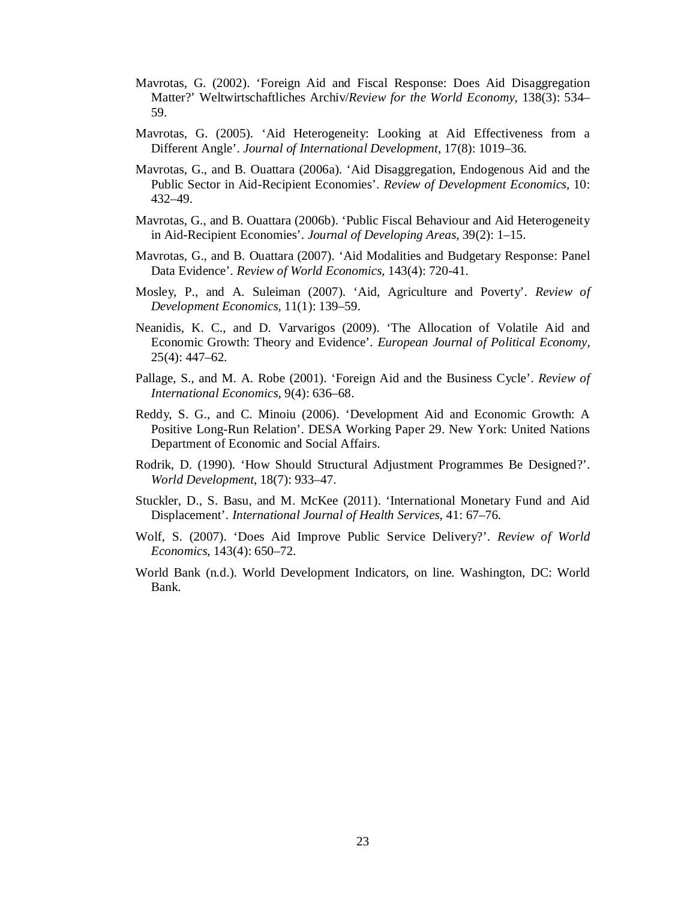Mavrotas, G. (2002). 'Foreign Aid and Fiscal Response: Does Aid Disaggregation Matter?' Weltwirtschaftliches Archiv/*Review for the World Economy*, 138(3): 534–59.

Mavrotas, G. (2005). 'Aid Heterogeneity: Looking at Aid Effectiveness from a Different Angle'. *Journal of International Development*, 17(8): 1019–36.

Mavrotas, G., and B. Ouattara (2006a). 'Aid Disaggregation, Endogenous Aid and the Public Sector in Aid-Recipient Economies'. *Review of Development Economics*, 10: 432–49.

Mavrotas, G., and B. Ouattara (2006b). 'Public Fiscal Behaviour and Aid Heterogeneity in Aid-Recipient Economies'. *Journal of Developing Areas*, 39(2): 1–15.

Mavrotas, G., and B. Ouattara (2007). 'Aid Modalities and Budgetary Response: Panel Data Evidence'. *Review of World Economics*, 143(4): 720-41.

Mosley, P., and A. Suleiman (2007). 'Aid, Agriculture and Poverty'. *Review of Development Economics*, 11(1): 139–59.

Neanidis, K. C., and D. Varvarigos (2009). 'The Allocation of Volatile Aid and Economic Growth: Theory and Evidence'. *European Journal of Political Economy*, 25(4): 447–62.

Pallage, S., and M. A. Robe (2001). 'Foreign Aid and the Business Cycle'. *Review of International Economics*, 9(4): 636–68.

Reddy, S. G., and C. Minoiu (2006). 'Development Aid and Economic Growth: A Positive Long-Run Relation'. DESA Working Paper 29. New York: United Nations Department of Economic and Social Affairs.

Rodrik, D. (1990). 'How Should Structural Adjustment Programmes Be Designed?'. *World Development*, 18(7): 933–47.

Stuckler, D., S. Basu, and M. McKee (2011). 'International Monetary Fund and Aid Displacement'. *International Journal of Health Services*, 41: 67–76.

Wolf, S. (2007). 'Does Aid Improve Public Service Delivery?'. *Review of World Economics*, 143(4): 650–72.

World Bank (n.d.). World Development Indicators, on line. Washington, DC: World Bank.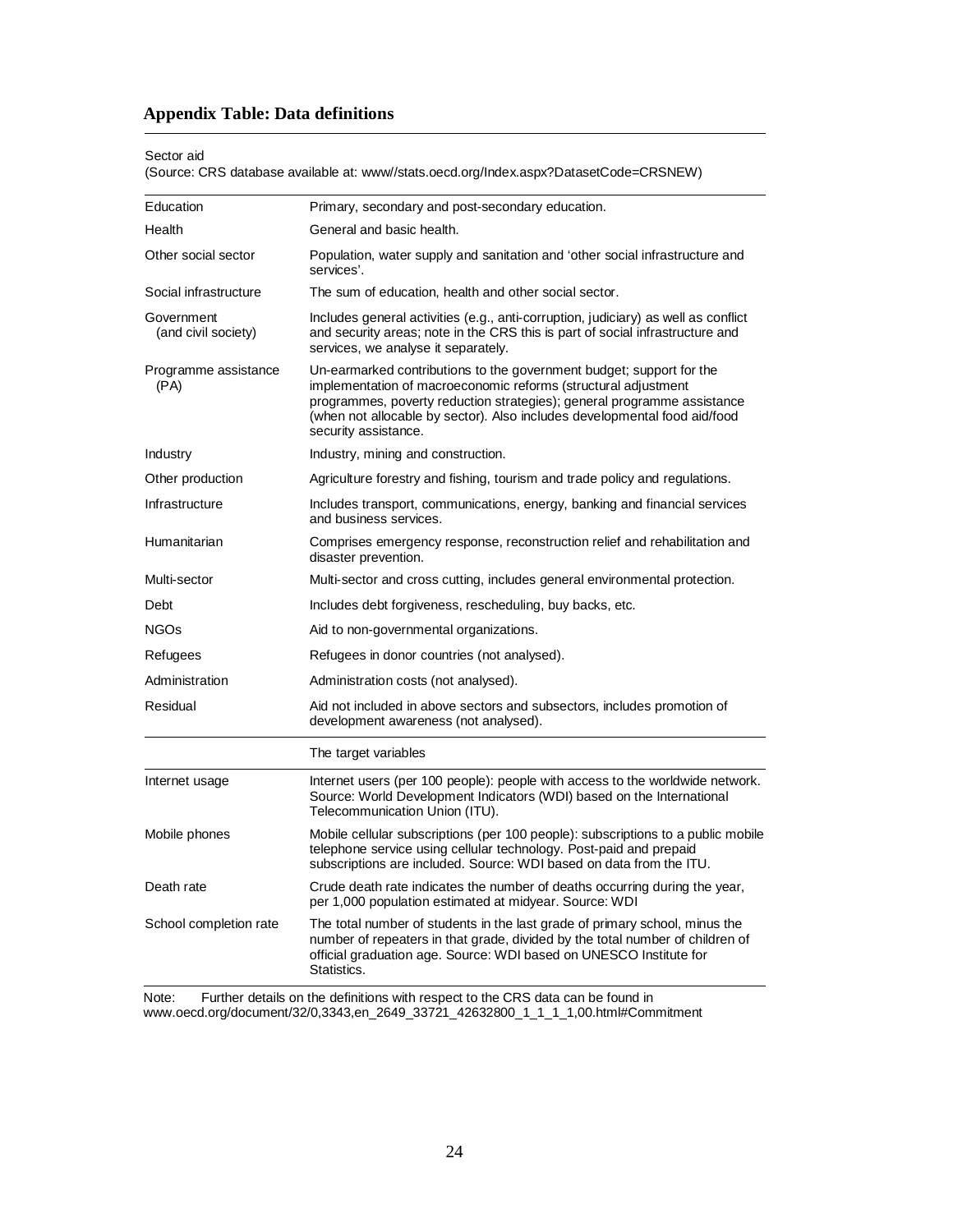## Appendix Table: Data definitions

Sector aid
(Source: CRS database available at: www//stats.oecd.org/Index.aspx?DatasetCode=CRSNEW)

| | |
|---|---|
| Education | Primary, secondary and post-secondary education. |
| Health | General and basic health. |
| Other social sector | Population, water supply and sanitation and 'other social infrastructure and services'. |
| Social infrastructure | The sum of education, health and other social sector. |
| Government (and civil society) | Includes general activities (e.g., anti-corruption, judiciary) as well as conflict and security areas; note in the CRS this is part of social infrastructure and services, we analyse it separately. |
| Programme assistance (PA) | Un-earmarked contributions to the government budget; support for the implementation of macroeconomic reforms (structural adjustment programmes, poverty reduction strategies); general programme assistance (when not allocable by sector). Also includes developmental food aid/food security assistance. |
| Industry | Industry, mining and construction. |
| Other production | Agriculture forestry and fishing, tourism and trade policy and regulations. |
| Infrastructure | Includes transport, communications, energy, banking and financial services and business services. |
| Humanitarian | Comprises emergency response, reconstruction relief and rehabilitation and disaster prevention. |
| Multi-sector | Multi-sector and cross cutting, includes general environmental protection. |
| Debt | Includes debt forgiveness, rescheduling, buy backs, etc. |
| NGOs | Aid to non-governmental organizations. |
| Refugees | Refugees in donor countries (not analysed). |
| Administration | Administration costs (not analysed). |
| Residual | Aid not included in above sectors and subsectors, includes promotion of development awareness (not analysed). |
| | The target variables |
| Internet usage | Internet users (per 100 people): people with access to the worldwide network. Source: World Development Indicators (WDI) based on the International Telecommunication Union (ITU). |
| Mobile phones | Mobile cellular subscriptions (per 100 people): subscriptions to a public mobile telephone service using cellular technology. Post-paid and prepaid subscriptions are included. Source: WDI based on data from the ITU. |
| Death rate | Crude death rate indicates the number of deaths occurring during the year, per 1,000 population estimated at midyear. Source: WDI |
| School completion rate | The total number of students in the last grade of primary school, minus the number of repeaters in that grade, divided by the total number of children of official graduation age. Source: WDI based on UNESCO Institute for Statistics. |

Note: Further details on the definitions with respect to the CRS data can be found in www.oecd.org/document/32/0,3343,en_2649_33721_42632800_1_1_1_1,00.html#Commitment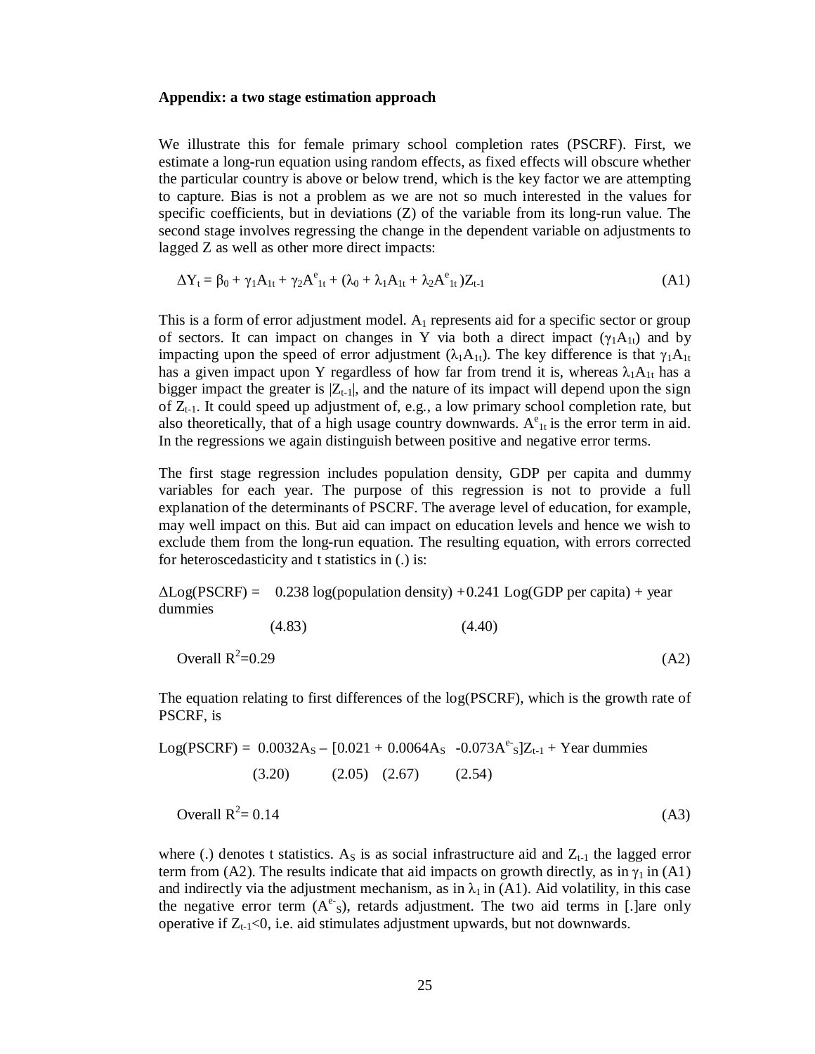**Appendix: a two stage estimation approach**

We illustrate this for female primary school completion rates (PSCRF). First, we estimate a long-run equation using random effects, as fixed effects will obscure whether the particular country is above or below trend, which is the key factor we are attempting to capture. Bias is not a problem as we are not so much interested in the values for specific coefficients, but in deviations (Z) of the variable from its long-run value. The second stage involves regressing the change in the dependent variable on adjustments to lagged Z as well as other more direct impacts:

$$\Delta Y_t = \beta_0 + \gamma_1 A_{1t} + \gamma_2 A^e_{1t} + (\lambda_0 + \lambda_1 A_{1t} + \lambda_2 A^e_{1t})Z_{t-1} \tag{A1}$$

This is a form of error adjustment model. $A_1$ represents aid for a specific sector or group of sectors. It can impact on changes in Y via both a direct impact ($\gamma_1 A_{1t}$) and by impacting upon the speed of error adjustment ($\lambda_1 A_{1t}$). The key difference is that $\gamma_1 A_{1t}$ has a given impact upon Y regardless of how far from trend it is, whereas $\lambda_1 A_{1t}$ has a bigger impact the greater is $|Z_{t-1}|$, and the nature of its impact will depend upon the sign of $Z_{t-1}$. It could speed up adjustment of, e.g., a low primary school completion rate, but also theoretically, that of a high usage country downwards. $A^e_{1t}$ is the error term in aid. In the regressions we again distinguish between positive and negative error terms.

The first stage regression includes population density, GDP per capita and dummy variables for each year. The purpose of this regression is not to provide a full explanation of the determinants of PSCRF. The average level of education, for example, may well impact on this. But aid can impact on education levels and hence we wish to exclude them from the long-run equation. The resulting equation, with errors corrected for heteroscedasticity and t statistics in (.) is:

$$\Delta \text{Log(PSCRF)} = \underset{(4.83)}{0.238} \log(\text{population density}) + \underset{(4.40)}{0.241} \text{Log(GDP per capita)} + \text{year dummies}$$

$$\text{Overall } R^2 = 0.29 \tag{A2}$$

The equation relating to first differences of the log(PSCRF), which is the growth rate of PSCRF, is

$$\text{Log(PSCRF)} = \underset{(3.20)}{0.0032} A_S - [\underset{(2.05)}{0.021} + \underset{(2.67)}{0.0064} A_S \; \underset{(2.54)}{-0.073} A^{e-}_S] Z_{t-1} + \text{Year dummies}$$

$$\text{Overall } R^2 = 0.14 \tag{A3}$$

where (.) denotes t statistics. $A_S$ is as social infrastructure aid and $Z_{t-1}$ the lagged error term from (A2). The results indicate that aid impacts on growth directly, as in $\gamma_1$ in (A1) and indirectly via the adjustment mechanism, as in $\lambda_1$ in (A1). Aid volatility, in this case the negative error term ($A^{e-}_S$), retards adjustment. The two aid terms in [.]are only operative if $Z_{t-1}<0$, i.e. aid stimulates adjustment upwards, but not downwards.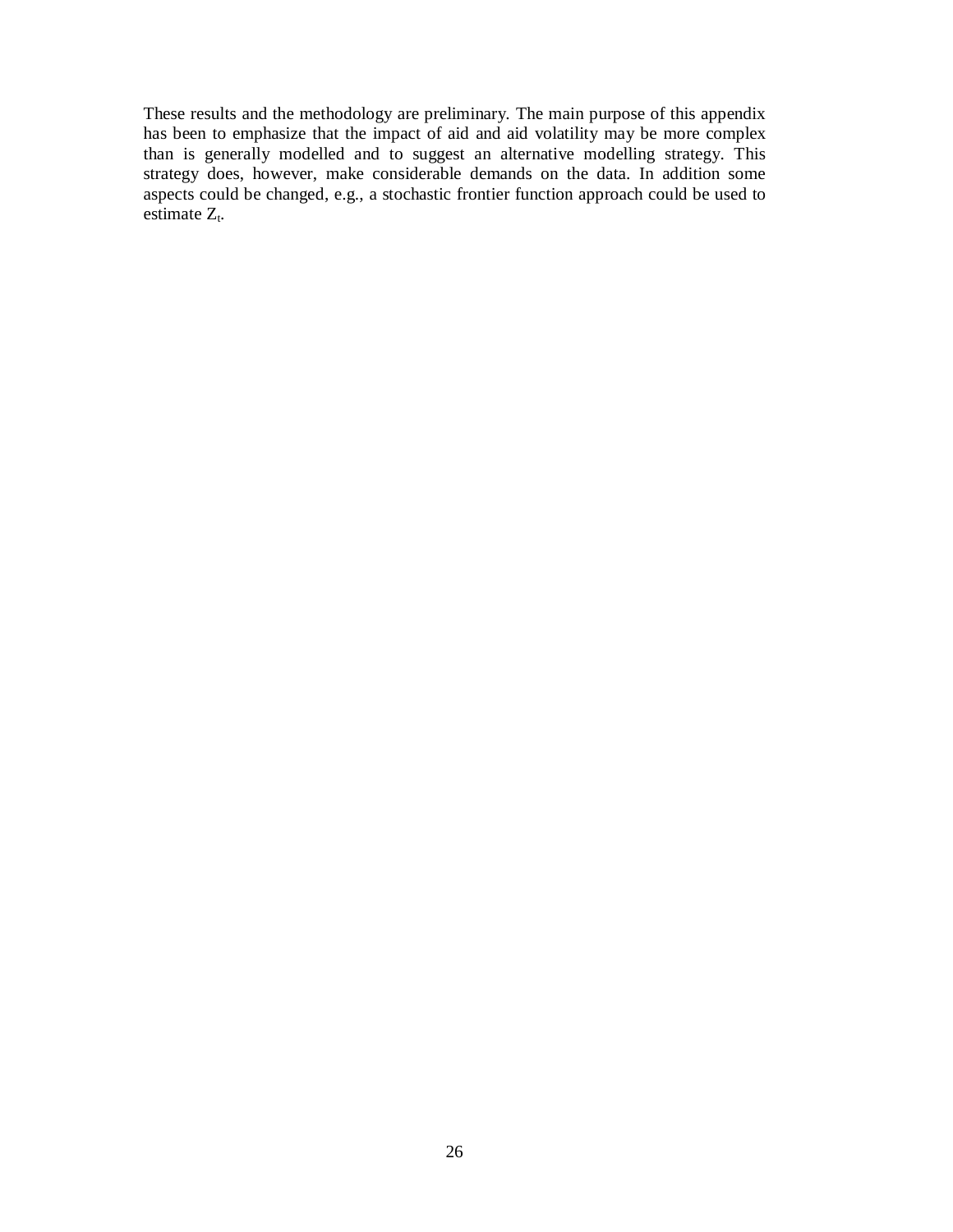These results and the methodology are preliminary. The main purpose of this appendix has been to emphasize that the impact of aid and aid volatility may be more complex than is generally modelled and to suggest an alternative modelling strategy. This strategy does, however, make considerable demands on the data. In addition some aspects could be changed, e.g., a stochastic frontier function approach could be used to estimate $Z_t$.